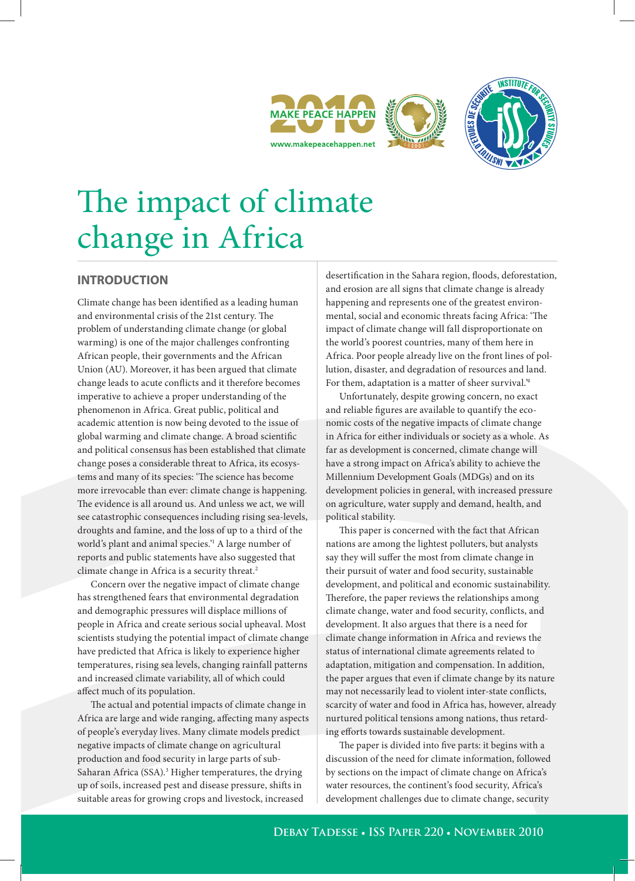# The impact of climate change in Africa

## INTRODUCTION

Climate change has been identified as a leading human and environmental crisis of the 21st century. The problem of understanding climate change (or global warming) is one of the major challenges confronting African people, their governments and the African Union (AU). Moreover, it has been argued that climate change leads to acute conflicts and it therefore becomes imperative to achieve a proper understanding of the phenomenon in Africa. Great public, political and academic attention is now being devoted to the issue of global warming and climate change. A broad scientific and political consensus has been established that climate change poses a considerable threat to Africa, its ecosystems and many of its species: 'The science has become more irrevocable than ever: climate change is happening. The evidence is all around us. And unless we act, we will see catastrophic consequences including rising sea-levels, droughts and famine, and the loss of up to a third of the world's plant and animal species.'[1] A large number of reports and public statements have also suggested that climate change in Africa is a security threat.[2]

Concern over the negative impact of climate change has strengthened fears that environmental degradation and demographic pressures will displace millions of people in Africa and create serious social upheaval. Most scientists studying the potential impact of climate change have predicted that Africa is likely to experience higher temperatures, rising sea levels, changing rainfall patterns and increased climate variability, all of which could affect much of its population.

The actual and potential impacts of climate change in Africa are large and wide ranging, affecting many aspects of people's everyday lives. Many climate models predict negative impacts of climate change on agricultural production and food security in large parts of sub-Saharan Africa (SSA).[3] Higher temperatures, the drying up of soils, increased pest and disease pressure, shifts in suitable areas for growing crops and livestock, increased desertification in the Sahara region, floods, deforestation, and erosion are all signs that climate change is already happening and represents one of the greatest environmental, social and economic threats facing Africa: 'The impact of climate change will fall disproportionate on the world's poorest countries, many of them here in Africa. Poor people already live on the front lines of pollution, disaster, and degradation of resources and land. For them, adaptation is a matter of sheer survival.'[4]

Unfortunately, despite growing concern, no exact and reliable figures are available to quantify the economic costs of the negative impacts of climate change in Africa for either individuals or society as a whole. As far as development is concerned, climate change will have a strong impact on Africa's ability to achieve the Millennium Development Goals (MDGs) and on its development policies in general, with increased pressure on agriculture, water supply and demand, health, and political stability.

This paper is concerned with the fact that African nations are among the lightest polluters, but analysts say they will suffer the most from climate change in their pursuit of water and food security, sustainable development, and political and economic sustainability. Therefore, the paper reviews the relationships among climate change, water and food security, conflicts, and development. It also argues that there is a need for climate change information in Africa and reviews the status of international climate agreements related to adaptation, mitigation and compensation. In addition, the paper argues that even if climate change by its nature may not necessarily lead to violent inter-state conflicts, scarcity of water and food in Africa has, however, already nurtured political tensions among nations, thus retarding efforts towards sustainable development.

The paper is divided into five parts: it begins with a discussion of the need for climate information, followed by sections on the impact of climate change on Africa's water resources, the continent's food security, Africa's development challenges due to climate change, security

Debay Tadesse • ISS Paper 220 • November 2010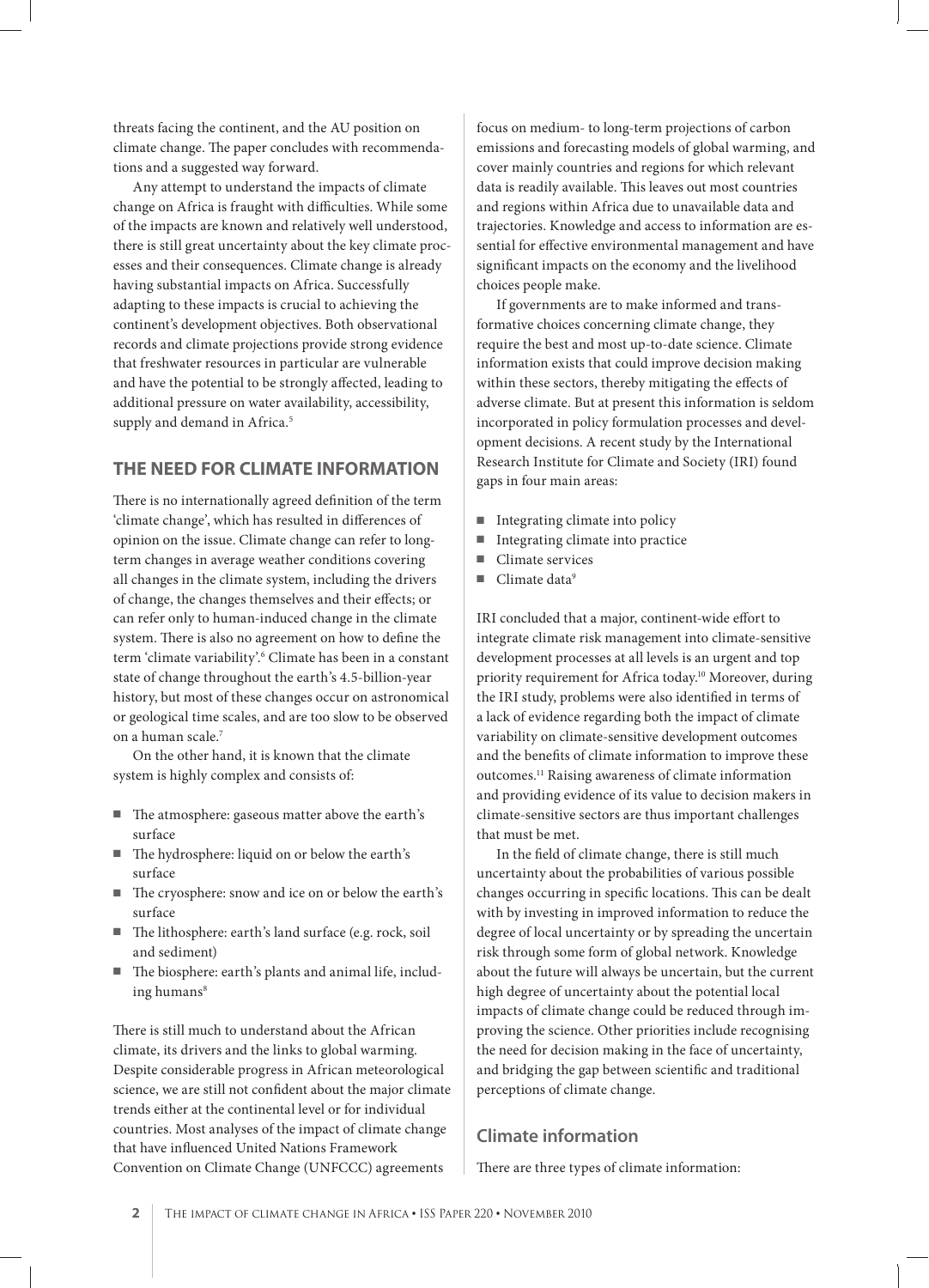threats facing the continent, and the AU position on climate change. The paper concludes with recommendations and a suggested way forward.

Any attempt to understand the impacts of climate change on Africa is fraught with difficulties. While some of the impacts are known and relatively well understood, there is still great uncertainty about the key climate processes and their consequences. Climate change is already having substantial impacts on Africa. Successfully adapting to these impacts is crucial to achieving the continent's development objectives. Both observational records and climate projections provide strong evidence that freshwater resources in particular are vulnerable and have the potential to be strongly affected, leading to additional pressure on water availability, accessibility, supply and demand in Africa.[5]

## THE NEED FOR CLIMATE INFORMATION

There is no internationally agreed definition of the term 'climate change', which has resulted in differences of opinion on the issue. Climate change can refer to long-term changes in average weather conditions covering all changes in the climate system, including the drivers of change, the changes themselves and their effects; or can refer only to human-induced change in the climate system. There is also no agreement on how to define the term 'climate variability'.[6] Climate has been in a constant state of change throughout the earth's 4.5-billion-year history, but most of these changes occur on astronomical or geological time scales, and are too slow to be observed on a human scale.[7]

On the other hand, it is known that the climate system is highly complex and consists of:

- The atmosphere: gaseous matter above the earth's surface
- The hydrosphere: liquid on or below the earth's surface
- The cryosphere: snow and ice on or below the earth's surface
- The lithosphere: earth's land surface (e.g. rock, soil and sediment)
- The biosphere: earth's plants and animal life, including humans[8]

There is still much to understand about the African climate, its drivers and the links to global warming. Despite considerable progress in African meteorological science, we are still not confident about the major climate trends either at the continental level or for individual countries. Most analyses of the impact of climate change that have influenced United Nations Framework Convention on Climate Change (UNFCCC) agreements focus on medium- to long-term projections of carbon emissions and forecasting models of global warming, and cover mainly countries and regions for which relevant data is readily available. This leaves out most countries and regions within Africa due to unavailable data and trajectories. Knowledge and access to information are essential for effective environmental management and have significant impacts on the economy and the livelihood choices people make.

If governments are to make informed and transformative choices concerning climate change, they require the best and most up-to-date science. Climate information exists that could improve decision making within these sectors, thereby mitigating the effects of adverse climate. But at present this information is seldom incorporated in policy formulation processes and development decisions. A recent study by the International Research Institute for Climate and Society (IRI) found gaps in four main areas:

- Integrating climate into policy
- Integrating climate into practice
- Climate services
- Climate data[9]

IRI concluded that a major, continent-wide effort to integrate climate risk management into climate-sensitive development processes at all levels is an urgent and top priority requirement for Africa today.[10] Moreover, during the IRI study, problems were also identified in terms of a lack of evidence regarding both the impact of climate variability on climate-sensitive development outcomes and the benefits of climate information to improve these outcomes.[11] Raising awareness of climate information and providing evidence of its value to decision makers in climate-sensitive sectors are thus important challenges that must be met.

In the field of climate change, there is still much uncertainty about the probabilities of various possible changes occurring in specific locations. This can be dealt with by investing in improved information to reduce the degree of local uncertainty or by spreading the uncertain risk through some form of global network. Knowledge about the future will always be uncertain, but the current high degree of uncertainty about the potential local impacts of climate change could be reduced through improving the science. Other priorities include recognising the need for decision making in the face of uncertainty, and bridging the gap between scientific and traditional perceptions of climate change.

### Climate information

There are three types of climate information: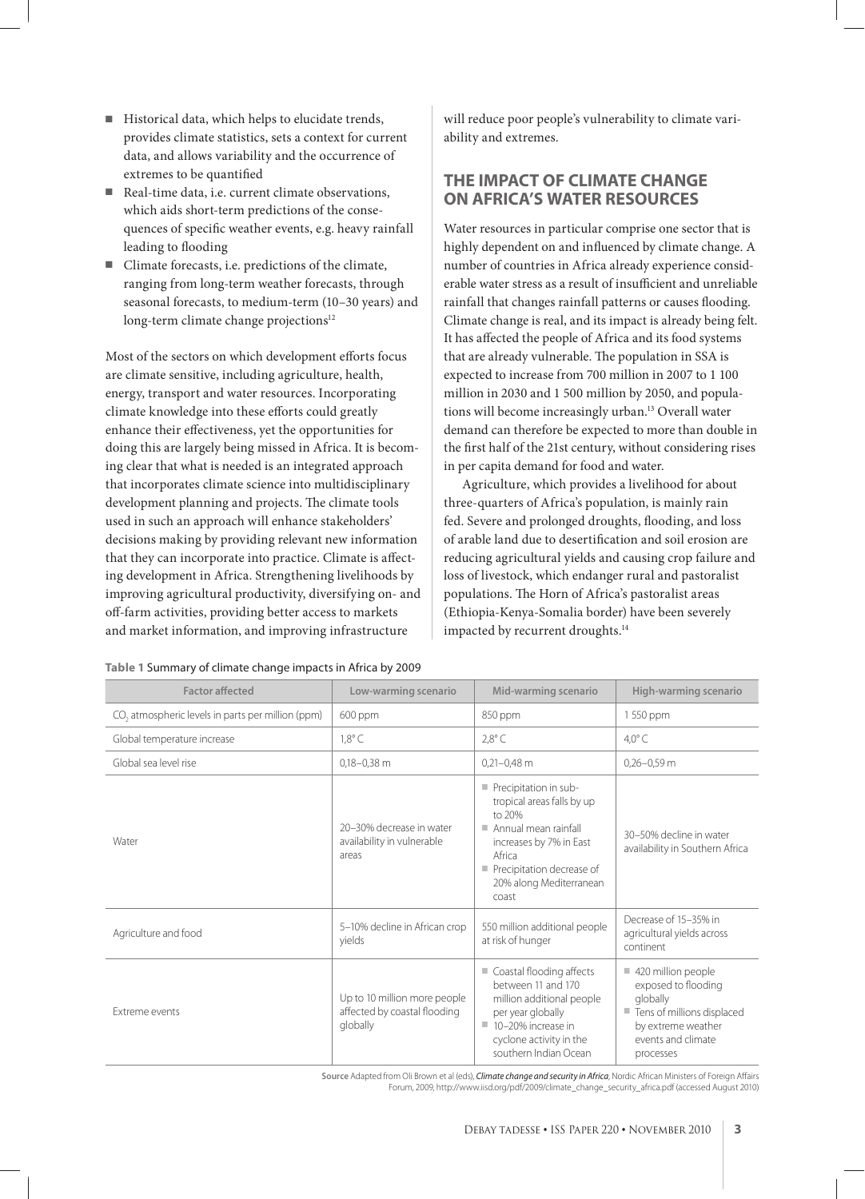- Historical data, which helps to elucidate trends, provides climate statistics, sets a context for current data, and allows variability and the occurrence of extremes to be quantified
- Real-time data, i.e. current climate observations, which aids short-term predictions of the consequences of specific weather events, e.g. heavy rainfall leading to flooding
- Climate forecasts, i.e. predictions of the climate, ranging from long-term weather forecasts, through seasonal forecasts, to medium-term (10–30 years) and long-term climate change projections[12]

Most of the sectors on which development efforts focus are climate sensitive, including agriculture, health, energy, transport and water resources. Incorporating climate knowledge into these efforts could greatly enhance their effectiveness, yet the opportunities for doing this are largely being missed in Africa. It is becoming clear that what is needed is an integrated approach that incorporates climate science into multidisciplinary development planning and projects. The climate tools used in such an approach will enhance stakeholders' decisions making by providing relevant new information that they can incorporate into practice. Climate is affecting development in Africa. Strengthening livelihoods by improving agricultural productivity, diversifying on- and off-farm activities, providing better access to markets and market information, and improving infrastructure will reduce poor people's vulnerability to climate variability and extremes.

## THE IMPACT OF CLIMATE CHANGE ON AFRICA'S WATER RESOURCES

Water resources in particular comprise one sector that is highly dependent on and influenced by climate change. A number of countries in Africa already experience considerable water stress as a result of insufficient and unreliable rainfall that changes rainfall patterns or causes flooding. Climate change is real, and its impact is already being felt. It has affected the people of Africa and its food systems that are already vulnerable. The population in SSA is expected to increase from 700 million in 2007 to 1 100 million in 2030 and 1 500 million by 2050, and populations will become increasingly urban.[13] Overall water demand can therefore be expected to more than double in the first half of the 21st century, without considering rises in per capita demand for food and water.

Agriculture, which provides a livelihood for about three-quarters of Africa's population, is mainly rain fed. Severe and prolonged droughts, flooding, and loss of arable land due to desertification and soil erosion are reducing agricultural yields and causing crop failure and loss of livestock, which endanger rural and pastoralist populations. The Horn of Africa's pastoralist areas (Ethiopia-Kenya-Somalia border) have been severely impacted by recurrent droughts.[14]

**Table 1** Summary of climate change impacts in Africa by 2009

| Factor affected | Low-warming scenario | Mid-warming scenario | High-warming scenario |
|---|---|---|---|
| $CO_2$ atmospheric levels in parts per million (ppm) | 600 ppm | 850 ppm | 1 550 ppm |
| Global temperature increase | 1,8° C | 2,8° C | 4,0° C |
| Global sea level rise | 0,18–0,38 m | 0,21–0,48 m | 0,26–0,59 m |
| Water | 20–30% decrease in water availability in vulnerable areas | ■ Precipitation in sub-tropical areas falls by up to 20% ■ Annual mean rainfall increases by 7% in East Africa ■ Precipitation decrease of 20% along Mediterranean coast | 30–50% decline in water availability in Southern Africa |
| Agriculture and food | 5–10% decline in African crop yields | 550 million additional people at risk of hunger | Decrease of 15–35% in agricultural yields across continent |
| Extreme events | Up to 10 million more people affected by coastal flooding globally | ■ Coastal flooding affects between 11 and 170 million additional people per year globally ■ 10–20% increase in cyclone activity in the southern Indian Ocean | ■ 420 million people exposed to flooding globally ■ Tens of millions displaced by extreme weather events and climate processes |

**Source** Adapted from Oli Brown et al (eds), ***Climate change and security in Africa***, Nordic African Ministers of Foreign Affairs Forum, 2009, http://www.iisd.org/pdf/2009/climate_change_security_africa.pdf (accessed August 2010)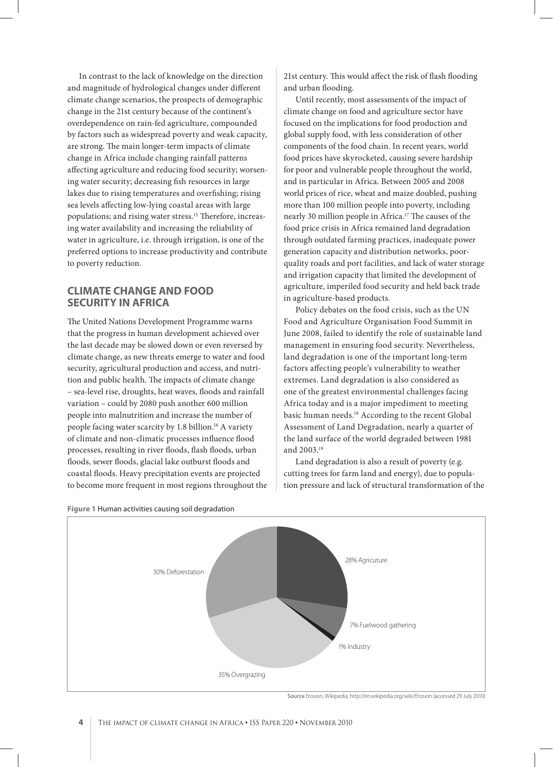In contrast to the lack of knowledge on the direction and magnitude of hydrological changes under different climate change scenarios, the prospects of demographic change in the 21st century because of the continent's overdependence on rain-fed agriculture, compounded by factors such as widespread poverty and weak capacity, are strong. The main longer-term impacts of climate change in Africa include changing rainfall patterns affecting agriculture and reducing food security; worsening water security; decreasing fish resources in large lakes due to rising temperatures and overfishing; rising sea levels affecting low-lying coastal areas with large populations; and rising water stress.[15] Therefore, increasing water availability and increasing the reliability of water in agriculture, i.e. through irrigation, is one of the preferred options to increase productivity and contribute to poverty reduction.

## CLIMATE CHANGE AND FOOD SECURITY IN AFRICA

The United Nations Development Programme warns that the progress in human development achieved over the last decade may be slowed down or even reversed by climate change, as new threats emerge to water and food security, agricultural production and access, and nutrition and public health. The impacts of climate change – sea-level rise, droughts, heat waves, floods and rainfall variation – could by 2080 push another 600 million people into malnutrition and increase the number of people facing water scarcity by 1.8 billion.[16] A variety of climate and non-climatic processes influence flood processes, resulting in river floods, flash floods, urban floods, sewer floods, glacial lake outburst floods and coastal floods. Heavy precipitation events are projected to become more frequent in most regions throughout the 21st century. This would affect the risk of flash flooding and urban flooding.

Until recently, most assessments of the impact of climate change on food and agriculture sector have focused on the implications for food production and global supply food, with less consideration of other components of the food chain. In recent years, world food prices have skyrocketed, causing severe hardship for poor and vulnerable people throughout the world, and in particular in Africa. Between 2005 and 2008 world prices of rice, wheat and maize doubled, pushing more than 100 million people into poverty, including nearly 30 million people in Africa.[17] The causes of the food price crisis in Africa remained land degradation through outdated farming practices, inadequate power generation capacity and distribution networks, poor-quality roads and port facilities, and lack of water storage and irrigation capacity that limited the development of agriculture, imperiled food security and held back trade in agriculture-based products.

Policy debates on the food crisis, such as the UN Food and Agriculture Organisation Food Summit in June 2008, failed to identify the role of sustainable land management in ensuring food security. Nevertheless, land degradation is one of the important long-term factors affecting people's vulnerability to weather extremes. Land degradation is also considered as one of the greatest environmental challenges facing Africa today and is a major impediment to meeting basic human needs.[18] According to the recent Global Assessment of Land Degradation, nearly a quarter of the land surface of the world degraded between 1981 and 2003.[19]

Land degradation is also a result of poverty (e.g. cutting trees for farm land and energy), due to population pressure and lack of structural transformation of the

**Figure 1** Human activities causing soil degradation

| Activity | Share |
|---|---|
| Agriculture | 28% |
| Fuelwood gathering | 7% |
| Industry | 1% |
| Overgrazing | 35% |
| Deforestation | 30% |

**Source** Erosion, Wikipedia, http://en.wikipedia.org/wiki/Erosion (accessed 29 July 2010)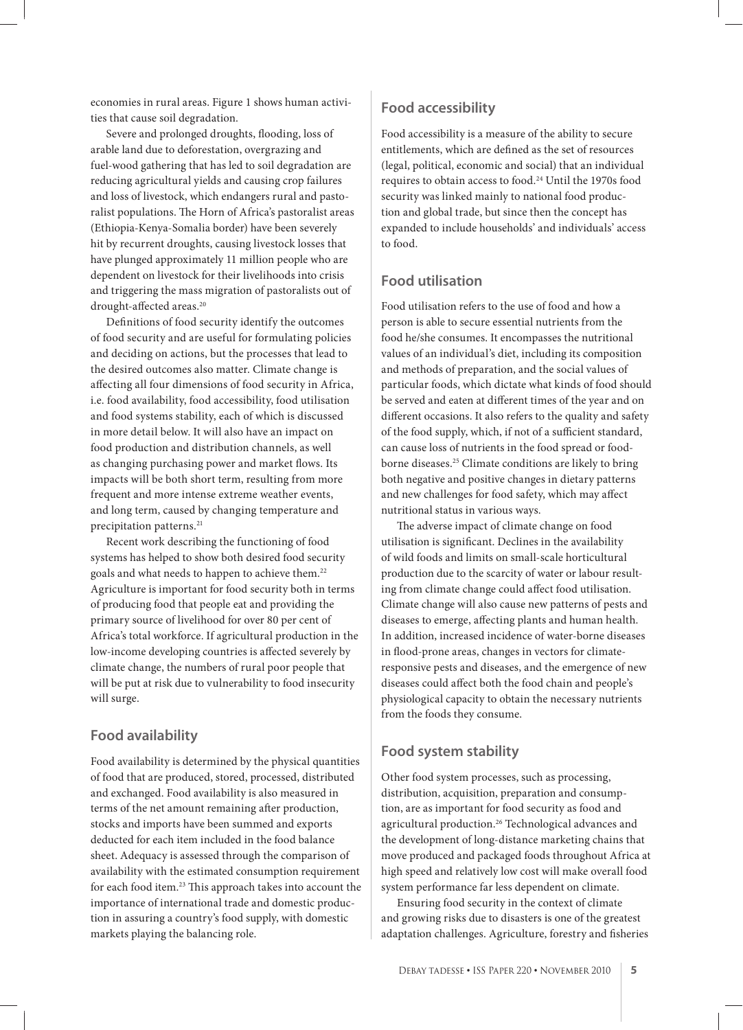economies in rural areas. Figure 1 shows human activities that cause soil degradation.

Severe and prolonged droughts, flooding, loss of arable land due to deforestation, overgrazing and fuel-wood gathering that has led to soil degradation are reducing agricultural yields and causing crop failures and loss of livestock, which endangers rural and pastoralist populations. The Horn of Africa's pastoralist areas (Ethiopia-Kenya-Somalia border) have been severely hit by recurrent droughts, causing livestock losses that have plunged approximately 11 million people who are dependent on livestock for their livelihoods into crisis and triggering the mass migration of pastoralists out of drought-affected areas.[20]

Definitions of food security identify the outcomes of food security and are useful for formulating policies and deciding on actions, but the processes that lead to the desired outcomes also matter. Climate change is affecting all four dimensions of food security in Africa, i.e. food availability, food accessibility, food utilisation and food systems stability, each of which is discussed in more detail below. It will also have an impact on food production and distribution channels, as well as changing purchasing power and market flows. Its impacts will be both short term, resulting from more frequent and more intense extreme weather events, and long term, caused by changing temperature and precipitation patterns.[21]

Recent work describing the functioning of food systems has helped to show both desired food security goals and what needs to happen to achieve them.[22] Agriculture is important for food security both in terms of producing food that people eat and providing the primary source of livelihood for over 80 per cent of Africa's total workforce. If agricultural production in the low-income developing countries is affected severely by climate change, the numbers of rural poor people that will be put at risk due to vulnerability to food insecurity will surge.

## Food availability

Food availability is determined by the physical quantities of food that are produced, stored, processed, distributed and exchanged. Food availability is also measured in terms of the net amount remaining after production, stocks and imports have been summed and exports deducted for each item included in the food balance sheet. Adequacy is assessed through the comparison of availability with the estimated consumption requirement for each food item.[23] This approach takes into account the importance of international trade and domestic production in assuring a country's food supply, with domestic markets playing the balancing role.

## Food accessibility

Food accessibility is a measure of the ability to secure entitlements, which are defined as the set of resources (legal, political, economic and social) that an individual requires to obtain access to food.[24] Until the 1970s food security was linked mainly to national food production and global trade, but since then the concept has expanded to include households' and individuals' access to food.

## Food utilisation

Food utilisation refers to the use of food and how a person is able to secure essential nutrients from the food he/she consumes. It encompasses the nutritional values of an individual's diet, including its composition and methods of preparation, and the social values of particular foods, which dictate what kinds of food should be served and eaten at different times of the year and on different occasions. It also refers to the quality and safety of the food supply, which, if not of a sufficient standard, can cause loss of nutrients in the food spread or food-borne diseases.[25] Climate conditions are likely to bring both negative and positive changes in dietary patterns and new challenges for food safety, which may affect nutritional status in various ways.

The adverse impact of climate change on food utilisation is significant. Declines in the availability of wild foods and limits on small-scale horticultural production due to the scarcity of water or labour resulting from climate change could affect food utilisation. Climate change will also cause new patterns of pests and diseases to emerge, affecting plants and human health. In addition, increased incidence of water-borne diseases in flood-prone areas, changes in vectors for climate-responsive pests and diseases, and the emergence of new diseases could affect both the food chain and people's physiological capacity to obtain the necessary nutrients from the foods they consume.

## Food system stability

Other food system processes, such as processing, distribution, acquisition, preparation and consumption, are as important for food security as food and agricultural production.[26] Technological advances and the development of long-distance marketing chains that move produced and packaged foods throughout Africa at high speed and relatively low cost will make overall food system performance far less dependent on climate.

Ensuring food security in the context of climate and growing risks due to disasters is one of the greatest adaptation challenges. Agriculture, forestry and fisheries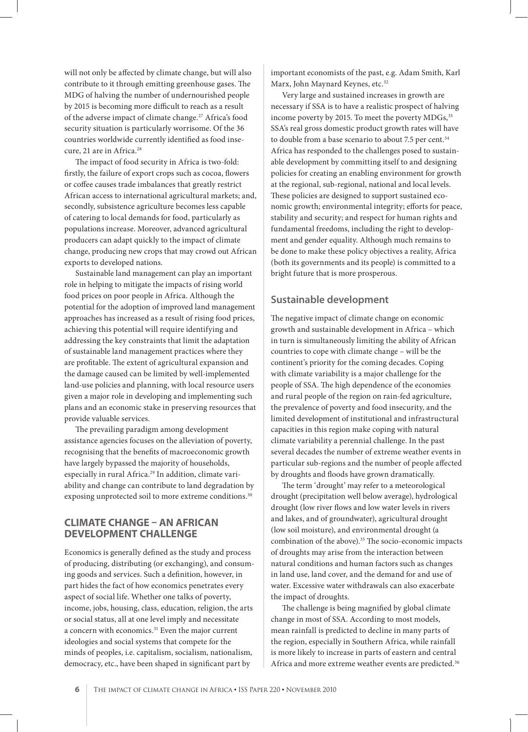will not only be affected by climate change, but will also contribute to it through emitting greenhouse gases. The MDG of halving the number of undernourished people by 2015 is becoming more difficult to reach as a result of the adverse impact of climate change.[27] Africa's food security situation is particularly worrisome. Of the 36 countries worldwide currently identified as food insecure, 21 are in Africa.[28]

The impact of food security in Africa is two-fold: firstly, the failure of export crops such as cocoa, flowers or coffee causes trade imbalances that greatly restrict African access to international agricultural markets; and, secondly, subsistence agriculture becomes less capable of catering to local demands for food, particularly as populations increase. Moreover, advanced agricultural producers can adapt quickly to the impact of climate change, producing new crops that may crowd out African exports to developed nations.

Sustainable land management can play an important role in helping to mitigate the impacts of rising world food prices on poor people in Africa. Although the potential for the adoption of improved land management approaches has increased as a result of rising food prices, achieving this potential will require identifying and addressing the key constraints that limit the adaptation of sustainable land management practices where they are profitable. The extent of agricultural expansion and the damage caused can be limited by well-implemented land-use policies and planning, with local resource users given a major role in developing and implementing such plans and an economic stake in preserving resources that provide valuable services.

The prevailing paradigm among development assistance agencies focuses on the alleviation of poverty, recognising that the benefits of macroeconomic growth have largely bypassed the majority of households, especially in rural Africa.[29] In addition, climate variability and change can contribute to land degradation by exposing unprotected soil to more extreme conditions.[30]

## CLIMATE CHANGE – AN AFRICAN DEVELOPMENT CHALLENGE

Economics is generally defined as the study and process of producing, distributing (or exchanging), and consuming goods and services. Such a definition, however, in part hides the fact of how economics penetrates every aspect of social life. Whether one talks of poverty, income, jobs, housing, class, education, religion, the arts or social status, all at one level imply and necessitate a concern with economics.[31] Even the major current ideologies and social systems that compete for the minds of peoples, i.e. capitalism, socialism, nationalism, democracy, etc., have been shaped in significant part by important economists of the past, e.g. Adam Smith, Karl Marx, John Maynard Keynes, etc.[32]

Very large and sustained increases in growth are necessary if SSA is to have a realistic prospect of halving income poverty by 2015. To meet the poverty MDGs,[33] SSA's real gross domestic product growth rates will have to double from a base scenario to about 7.5 per cent.[34] Africa has responded to the challenges posed to sustainable development by committing itself to and designing policies for creating an enabling environment for growth at the regional, sub-regional, national and local levels. These policies are designed to support sustained economic growth; environmental integrity; efforts for peace, stability and security; and respect for human rights and fundamental freedoms, including the right to development and gender equality. Although much remains to be done to make these policy objectives a reality, Africa (both its governments and its people) is committed to a bright future that is more prosperous.

### Sustainable development

The negative impact of climate change on economic growth and sustainable development in Africa – which in turn is simultaneously limiting the ability of African countries to cope with climate change – will be the continent's priority for the coming decades. Coping with climate variability is a major challenge for the people of SSA. The high dependence of the economies and rural people of the region on rain-fed agriculture, the prevalence of poverty and food insecurity, and the limited development of institutional and infrastructural capacities in this region make coping with natural climate variability a perennial challenge. In the past several decades the number of extreme weather events in particular sub-regions and the number of people affected by droughts and floods have grown dramatically.

The term 'drought' may refer to a meteorological drought (precipitation well below average), hydrological drought (low river flows and low water levels in rivers and lakes, and of groundwater), agricultural drought (low soil moisture), and environmental drought (a combination of the above).[35] The socio-economic impacts of droughts may arise from the interaction between natural conditions and human factors such as changes in land use, land cover, and the demand for and use of water. Excessive water withdrawals can also exacerbate the impact of droughts.

The challenge is being magnified by global climate change in most of SSA. According to most models, mean rainfall is predicted to decline in many parts of the region, especially in Southern Africa, while rainfall is more likely to increase in parts of eastern and central Africa and more extreme weather events are predicted.[36]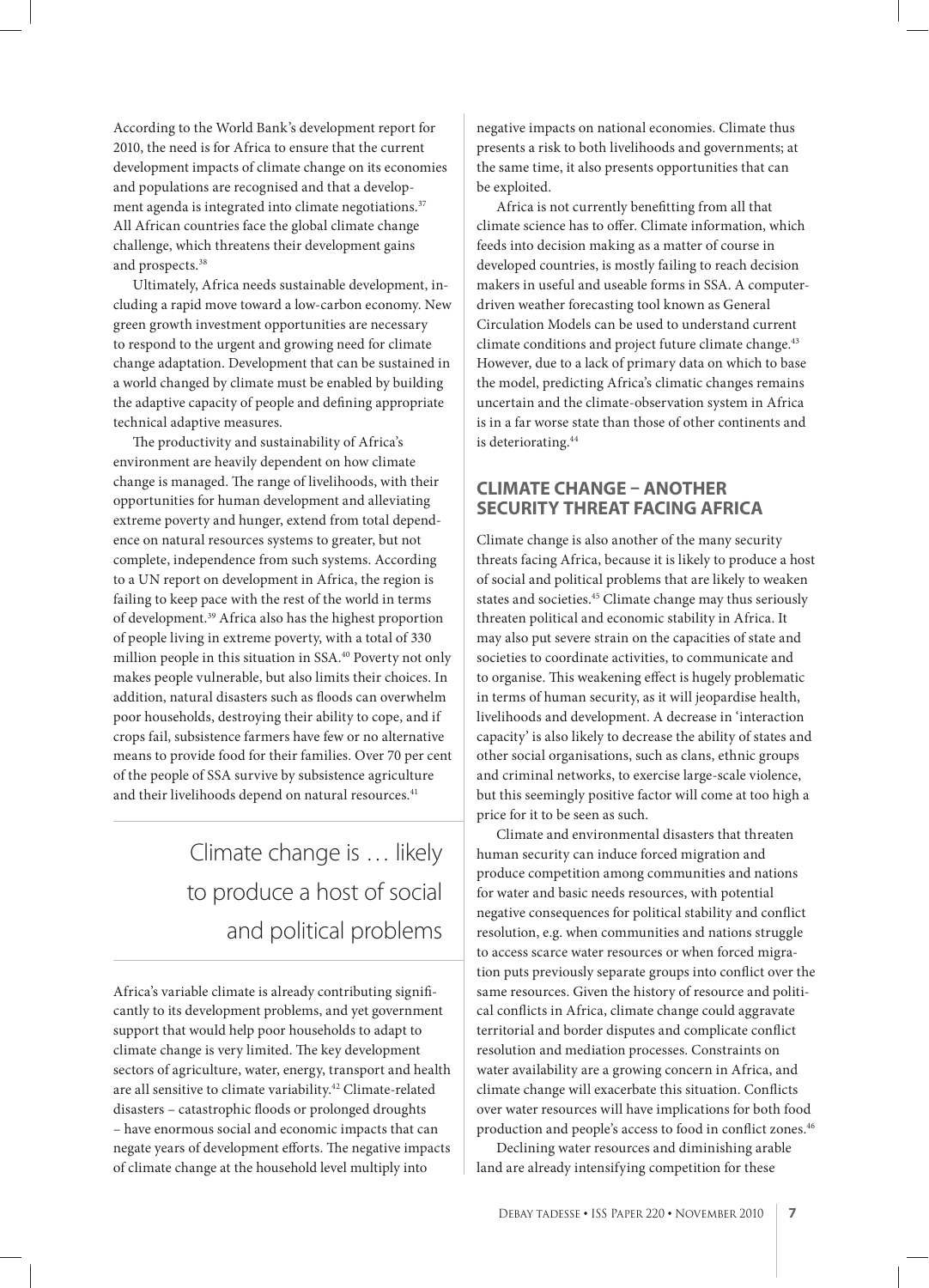According to the World Bank's development report for 2010, the need is for Africa to ensure that the current development impacts of climate change on its economies and populations are recognised and that a development agenda is integrated into climate negotiations.[37] All African countries face the global climate change challenge, which threatens their development gains and prospects.[38]

Ultimately, Africa needs sustainable development, including a rapid move toward a low-carbon economy. New green growth investment opportunities are necessary to respond to the urgent and growing need for climate change adaptation. Development that can be sustained in a world changed by climate must be enabled by building the adaptive capacity of people and defining appropriate technical adaptive measures.

The productivity and sustainability of Africa's environment are heavily dependent on how climate change is managed. The range of livelihoods, with their opportunities for human development and alleviating extreme poverty and hunger, extend from total dependence on natural resources systems to greater, but not complete, independence from such systems. According to a UN report on development in Africa, the region is failing to keep pace with the rest of the world in terms of development.[39] Africa also has the highest proportion of people living in extreme poverty, with a total of 330 million people in this situation in SSA.[40] Poverty not only makes people vulnerable, but also limits their choices. In addition, natural disasters such as floods can overwhelm poor households, destroying their ability to cope, and if crops fail, subsistence farmers have few or no alternative means to provide food for their families. Over 70 per cent of the people of SSA survive by subsistence agriculture and their livelihoods depend on natural resources.[41]

> Climate change is … likely to produce a host of social and political problems

Africa's variable climate is already contributing significantly to its development problems, and yet government support that would help poor households to adapt to climate change is very limited. The key development sectors of agriculture, water, energy, transport and health are all sensitive to climate variability.[42] Climate-related disasters – catastrophic floods or prolonged droughts – have enormous social and economic impacts that can negate years of development efforts. The negative impacts of climate change at the household level multiply into negative impacts on national economies. Climate thus presents a risk to both livelihoods and governments; at the same time, it also presents opportunities that can be exploited.

Africa is not currently benefitting from all that climate science has to offer. Climate information, which feeds into decision making as a matter of course in developed countries, is mostly failing to reach decision makers in useful and useable forms in SSA. A computer-driven weather forecasting tool known as General Circulation Models can be used to understand current climate conditions and project future climate change.[43] However, due to a lack of primary data on which to base the model, predicting Africa's climatic changes remains uncertain and the climate-observation system in Africa is in a far worse state than those of other continents and is deteriorating.[44]

## CLIMATE CHANGE – ANOTHER SECURITY THREAT FACING AFRICA

Climate change is also another of the many security threats facing Africa, because it is likely to produce a host of social and political problems that are likely to weaken states and societies.[45] Climate change may thus seriously threaten political and economic stability in Africa. It may also put severe strain on the capacities of state and societies to coordinate activities, to communicate and to organise. This weakening effect is hugely problematic in terms of human security, as it will jeopardise health, livelihoods and development. A decrease in 'interaction capacity' is also likely to decrease the ability of states and other social organisations, such as clans, ethnic groups and criminal networks, to exercise large-scale violence, but this seemingly positive factor will come at too high a price for it to be seen as such.

Climate and environmental disasters that threaten human security can induce forced migration and produce competition among communities and nations for water and basic needs resources, with potential negative consequences for political stability and conflict resolution, e.g. when communities and nations struggle to access scarce water resources or when forced migration puts previously separate groups into conflict over the same resources. Given the history of resource and political conflicts in Africa, climate change could aggravate territorial and border disputes and complicate conflict resolution and mediation processes. Constraints on water availability are a growing concern in Africa, and climate change will exacerbate this situation. Conflicts over water resources will have implications for both food production and people's access to food in conflict zones.[46]

Declining water resources and diminishing arable land are already intensifying competition for these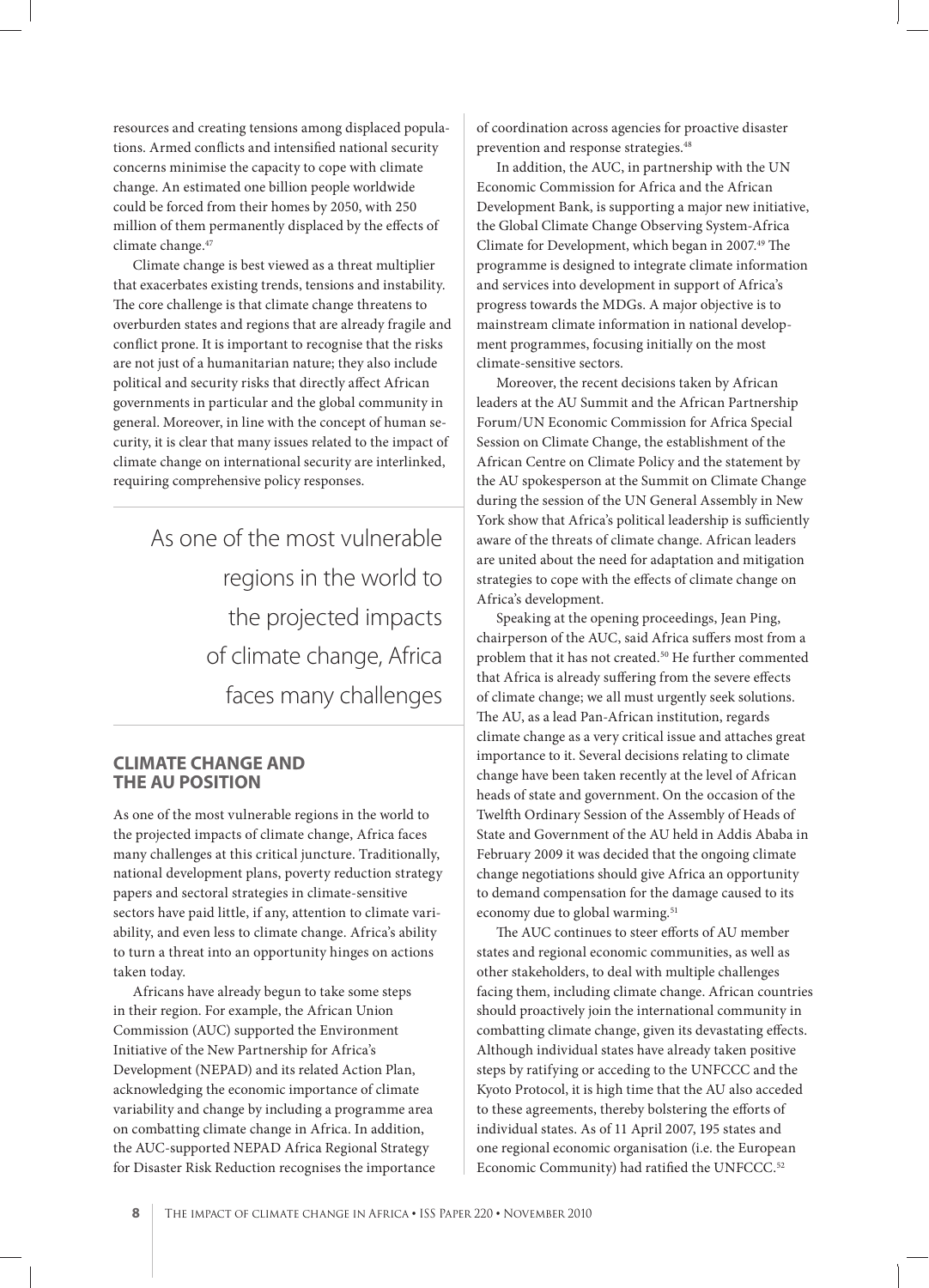resources and creating tensions among displaced populations. Armed conflicts and intensified national security concerns minimise the capacity to cope with climate change. An estimated one billion people worldwide could be forced from their homes by 2050, with 250 million of them permanently displaced by the effects of climate change.[47]

Climate change is best viewed as a threat multiplier that exacerbates existing trends, tensions and instability. The core challenge is that climate change threatens to overburden states and regions that are already fragile and conflict prone. It is important to recognise that the risks are not just of a humanitarian nature; they also include political and security risks that directly affect African governments in particular and the global community in general. Moreover, in line with the concept of human security, it is clear that many issues related to the impact of climate change on international security are interlinked, requiring comprehensive policy responses.

> As one of the most vulnerable regions in the world to the projected impacts of climate change, Africa faces many challenges

## CLIMATE CHANGE AND THE AU POSITION

As one of the most vulnerable regions in the world to the projected impacts of climate change, Africa faces many challenges at this critical juncture. Traditionally, national development plans, poverty reduction strategy papers and sectoral strategies in climate-sensitive sectors have paid little, if any, attention to climate variability, and even less to climate change. Africa's ability to turn a threat into an opportunity hinges on actions taken today.

Africans have already begun to take some steps in their region. For example, the African Union Commission (AUC) supported the Environment Initiative of the New Partnership for Africa's Development (NEPAD) and its related Action Plan, acknowledging the economic importance of climate variability and change by including a programme area on combatting climate change in Africa. In addition, the AUC-supported NEPAD Africa Regional Strategy for Disaster Risk Reduction recognises the importance of coordination across agencies for proactive disaster prevention and response strategies.[48]

In addition, the AUC, in partnership with the UN Economic Commission for Africa and the African Development Bank, is supporting a major new initiative, the Global Climate Change Observing System-Africa Climate for Development, which began in 2007.[49] The programme is designed to integrate climate information and services into development in support of Africa's progress towards the MDGs. A major objective is to mainstream climate information in national development programmes, focusing initially on the most climate-sensitive sectors.

Moreover, the recent decisions taken by African leaders at the AU Summit and the African Partnership Forum/UN Economic Commission for Africa Special Session on Climate Change, the establishment of the African Centre on Climate Policy and the statement by the AU spokesperson at the Summit on Climate Change during the session of the UN General Assembly in New York show that Africa's political leadership is sufficiently aware of the threats of climate change. African leaders are united about the need for adaptation and mitigation strategies to cope with the effects of climate change on Africa's development.

Speaking at the opening proceedings, Jean Ping, chairperson of the AUC, said Africa suffers most from a problem that it has not created.[50] He further commented that Africa is already suffering from the severe effects of climate change; we all must urgently seek solutions. The AU, as a lead Pan-African institution, regards climate change as a very critical issue and attaches great importance to it. Several decisions relating to climate change have been taken recently at the level of African heads of state and government. On the occasion of the Twelfth Ordinary Session of the Assembly of Heads of State and Government of the AU held in Addis Ababa in February 2009 it was decided that the ongoing climate change negotiations should give Africa an opportunity to demand compensation for the damage caused to its economy due to global warming.[51]

The AUC continues to steer efforts of AU member states and regional economic communities, as well as other stakeholders, to deal with multiple challenges facing them, including climate change. African countries should proactively join the international community in combatting climate change, given its devastating effects. Although individual states have already taken positive steps by ratifying or acceding to the UNFCCC and the Kyoto Protocol, it is high time that the AU also acceded to these agreements, thereby bolstering the efforts of individual states. As of 11 April 2007, 195 states and one regional economic organisation (i.e. the European Economic Community) had ratified the UNFCCC.[52]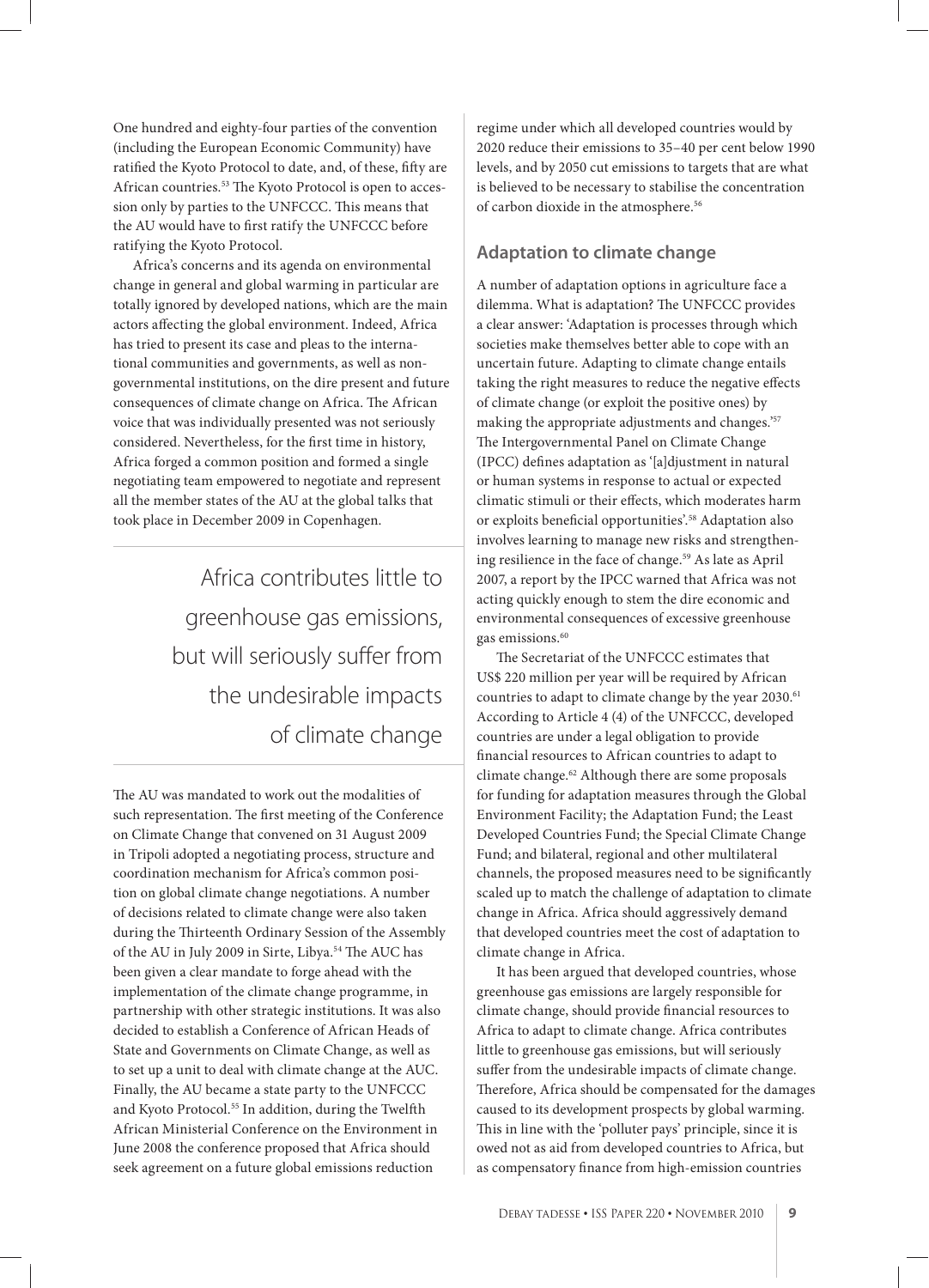One hundred and eighty-four parties of the convention (including the European Economic Community) have ratified the Kyoto Protocol to date, and, of these, fifty are African countries.[53] The Kyoto Protocol is open to accession only by parties to the UNFCCC. This means that the AU would have to first ratify the UNFCCC before ratifying the Kyoto Protocol.

Africa's concerns and its agenda on environmental change in general and global warming in particular are totally ignored by developed nations, which are the main actors affecting the global environment. Indeed, Africa has tried to present its case and pleas to the international communities and governments, as well as non-governmental institutions, on the dire present and future consequences of climate change on Africa. The African voice that was individually presented was not seriously considered. Nevertheless, for the first time in history, Africa forged a common position and formed a single negotiating team empowered to negotiate and represent all the member states of the AU at the global talks that took place in December 2009 in Copenhagen.

> Africa contributes little to greenhouse gas emissions, but will seriously suffer from the undesirable impacts of climate change

The AU was mandated to work out the modalities of such representation. The first meeting of the Conference on Climate Change that convened on 31 August 2009 in Tripoli adopted a negotiating process, structure and coordination mechanism for Africa's common position on global climate change negotiations. A number of decisions related to climate change were also taken during the Thirteenth Ordinary Session of the Assembly of the AU in July 2009 in Sirte, Libya.[54] The AUC has been given a clear mandate to forge ahead with the implementation of the climate change programme, in partnership with other strategic institutions. It was also decided to establish a Conference of African Heads of State and Governments on Climate Change, as well as to set up a unit to deal with climate change at the AUC. Finally, the AU became a state party to the UNFCCC and Kyoto Protocol.[55] In addition, during the Twelfth African Ministerial Conference on the Environment in June 2008 the conference proposed that Africa should seek agreement on a future global emissions reduction regime under which all developed countries would by 2020 reduce their emissions to 35–40 per cent below 1990 levels, and by 2050 cut emissions to targets that are what is believed to be necessary to stabilise the concentration of carbon dioxide in the atmosphere.[56]

## Adaptation to climate change

A number of adaptation options in agriculture face a dilemma. What is adaptation? The UNFCCC provides a clear answer: 'Adaptation is processes through which societies make themselves better able to cope with an uncertain future. Adapting to climate change entails taking the right measures to reduce the negative effects of climate change (or exploit the positive ones) by making the appropriate adjustments and changes.'[57] The Intergovernmental Panel on Climate Change (IPCC) defines adaptation as '[a]djustment in natural or human systems in response to actual or expected climatic stimuli or their effects, which moderates harm or exploits beneficial opportunities'.[58] Adaptation also involves learning to manage new risks and strengthening resilience in the face of change.[59] As late as April 2007, a report by the IPCC warned that Africa was not acting quickly enough to stem the dire economic and environmental consequences of excessive greenhouse gas emissions.[60]

The Secretariat of the UNFCCC estimates that US$ 220 million per year will be required by African countries to adapt to climate change by the year 2030.[61] According to Article 4 (4) of the UNFCCC, developed countries are under a legal obligation to provide financial resources to African countries to adapt to climate change.[62] Although there are some proposals for funding for adaptation measures through the Global Environment Facility; the Adaptation Fund; the Least Developed Countries Fund; the Special Climate Change Fund; and bilateral, regional and other multilateral channels, the proposed measures need to be significantly scaled up to match the challenge of adaptation to climate change in Africa. Africa should aggressively demand that developed countries meet the cost of adaptation to climate change in Africa.

It has been argued that developed countries, whose greenhouse gas emissions are largely responsible for climate change, should provide financial resources to Africa to adapt to climate change. Africa contributes little to greenhouse gas emissions, but will seriously suffer from the undesirable impacts of climate change. Therefore, Africa should be compensated for the damages caused to its development prospects by global warming. This in line with the 'polluter pays' principle, since it is owed not as aid from developed countries to Africa, but as compensatory finance from high-emission countries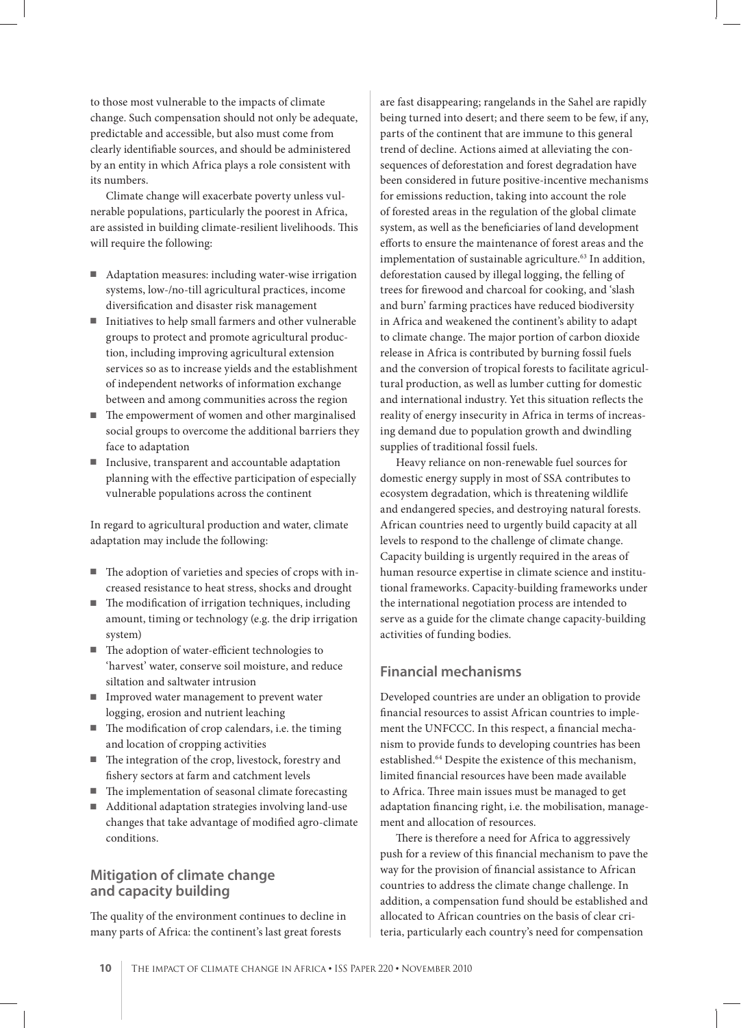to those most vulnerable to the impacts of climate change. Such compensation should not only be adequate, predictable and accessible, but also must come from clearly identifiable sources, and should be administered by an entity in which Africa plays a role consistent with its numbers.

Climate change will exacerbate poverty unless vulnerable populations, particularly the poorest in Africa, are assisted in building climate-resilient livelihoods. This will require the following:

- Adaptation measures: including water-wise irrigation systems, low-/no-till agricultural practices, income diversification and disaster risk management
- Initiatives to help small farmers and other vulnerable groups to protect and promote agricultural production, including improving agricultural extension services so as to increase yields and the establishment of independent networks of information exchange between and among communities across the region
- The empowerment of women and other marginalised social groups to overcome the additional barriers they face to adaptation
- Inclusive, transparent and accountable adaptation planning with the effective participation of especially vulnerable populations across the continent

In regard to agricultural production and water, climate adaptation may include the following:

- The adoption of varieties and species of crops with increased resistance to heat stress, shocks and drought
- The modification of irrigation techniques, including amount, timing or technology (e.g. the drip irrigation system)
- The adoption of water-efficient technologies to 'harvest' water, conserve soil moisture, and reduce siltation and saltwater intrusion
- Improved water management to prevent water logging, erosion and nutrient leaching
- The modification of crop calendars, i.e. the timing and location of cropping activities
- The integration of the crop, livestock, forestry and fishery sectors at farm and catchment levels
- The implementation of seasonal climate forecasting
- Additional adaptation strategies involving land-use changes that take advantage of modified agro-climate conditions.

## Mitigation of climate change and capacity building

The quality of the environment continues to decline in many parts of Africa: the continent's last great forests are fast disappearing; rangelands in the Sahel are rapidly being turned into desert; and there seem to be few, if any, parts of the continent that are immune to this general trend of decline. Actions aimed at alleviating the consequences of deforestation and forest degradation have been considered in future positive-incentive mechanisms for emissions reduction, taking into account the role of forested areas in the regulation of the global climate system, as well as the beneficiaries of land development efforts to ensure the maintenance of forest areas and the implementation of sustainable agriculture.[63] In addition, deforestation caused by illegal logging, the felling of trees for firewood and charcoal for cooking, and 'slash and burn' farming practices have reduced biodiversity in Africa and weakened the continent's ability to adapt to climate change. The major portion of carbon dioxide release in Africa is contributed by burning fossil fuels and the conversion of tropical forests to facilitate agricultural production, as well as lumber cutting for domestic and international industry. Yet this situation reflects the reality of energy insecurity in Africa in terms of increasing demand due to population growth and dwindling supplies of traditional fossil fuels.

Heavy reliance on non-renewable fuel sources for domestic energy supply in most of SSA contributes to ecosystem degradation, which is threatening wildlife and endangered species, and destroying natural forests. African countries need to urgently build capacity at all levels to respond to the challenge of climate change. Capacity building is urgently required in the areas of human resource expertise in climate science and institutional frameworks. Capacity-building frameworks under the international negotiation process are intended to serve as a guide for the climate change capacity-building activities of funding bodies.

## Financial mechanisms

Developed countries are under an obligation to provide financial resources to assist African countries to implement the UNFCCC. In this respect, a financial mechanism to provide funds to developing countries has been established.[64] Despite the existence of this mechanism, limited financial resources have been made available to Africa. Three main issues must be managed to get adaptation financing right, i.e. the mobilisation, management and allocation of resources.

There is therefore a need for Africa to aggressively push for a review of this financial mechanism to pave the way for the provision of financial assistance to African countries to address the climate change challenge. In addition, a compensation fund should be established and allocated to African countries on the basis of clear criteria, particularly each country's need for compensation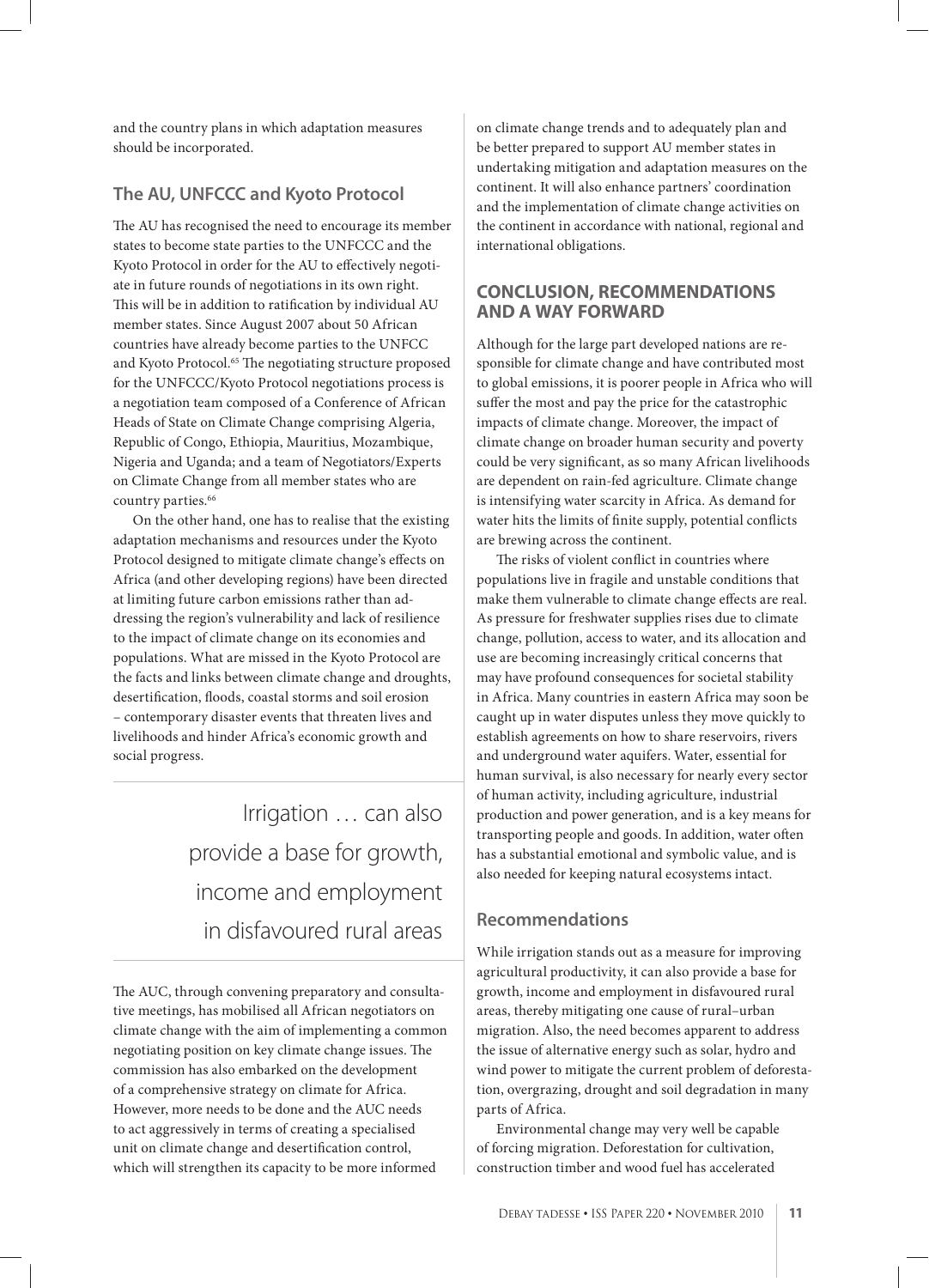and the country plans in which adaptation measures should be incorporated.

### The AU, UNFCCC and Kyoto Protocol

The AU has recognised the need to encourage its member states to become state parties to the UNFCCC and the Kyoto Protocol in order for the AU to effectively negotiate in future rounds of negotiations in its own right. This will be in addition to ratification by individual AU member states. Since August 2007 about 50 African countries have already become parties to the UNFCC and Kyoto Protocol.[65] The negotiating structure proposed for the UNFCCC/Kyoto Protocol negotiations process is a negotiation team composed of a Conference of African Heads of State on Climate Change comprising Algeria, Republic of Congo, Ethiopia, Mauritius, Mozambique, Nigeria and Uganda; and a team of Negotiators/Experts on Climate Change from all member states who are country parties.[66]

On the other hand, one has to realise that the existing adaptation mechanisms and resources under the Kyoto Protocol designed to mitigate climate change's effects on Africa (and other developing regions) have been directed at limiting future carbon emissions rather than addressing the region's vulnerability and lack of resilience to the impact of climate change on its economies and populations. What are missed in the Kyoto Protocol are the facts and links between climate change and droughts, desertification, floods, coastal storms and soil erosion – contemporary disaster events that threaten lives and livelihoods and hinder Africa's economic growth and social progress.

> Irrigation … can also provide a base for growth, income and employment in disfavoured rural areas

The AUC, through convening preparatory and consultative meetings, has mobilised all African negotiators on climate change with the aim of implementing a common negotiating position on key climate change issues. The commission has also embarked on the development of a comprehensive strategy on climate for Africa. However, more needs to be done and the AUC needs to act aggressively in terms of creating a specialised unit on climate change and desertification control, which will strengthen its capacity to be more informed on climate change trends and to adequately plan and be better prepared to support AU member states in undertaking mitigation and adaptation measures on the continent. It will also enhance partners' coordination and the implementation of climate change activities on the continent in accordance with national, regional and international obligations.

## CONCLUSION, RECOMMENDATIONS AND A WAY FORWARD

Although for the large part developed nations are responsible for climate change and have contributed most to global emissions, it is poorer people in Africa who will suffer the most and pay the price for the catastrophic impacts of climate change. Moreover, the impact of climate change on broader human security and poverty could be very significant, as so many African livelihoods are dependent on rain-fed agriculture. Climate change is intensifying water scarcity in Africa. As demand for water hits the limits of finite supply, potential conflicts are brewing across the continent.

The risks of violent conflict in countries where populations live in fragile and unstable conditions that make them vulnerable to climate change effects are real. As pressure for freshwater supplies rises due to climate change, pollution, access to water, and its allocation and use are becoming increasingly critical concerns that may have profound consequences for societal stability in Africa. Many countries in eastern Africa may soon be caught up in water disputes unless they move quickly to establish agreements on how to share reservoirs, rivers and underground water aquifers. Water, essential for human survival, is also necessary for nearly every sector of human activity, including agriculture, industrial production and power generation, and is a key means for transporting people and goods. In addition, water often has a substantial emotional and symbolic value, and is also needed for keeping natural ecosystems intact.

### Recommendations

While irrigation stands out as a measure for improving agricultural productivity, it can also provide a base for growth, income and employment in disfavoured rural areas, thereby mitigating one cause of rural–urban migration. Also, the need becomes apparent to address the issue of alternative energy such as solar, hydro and wind power to mitigate the current problem of deforestation, overgrazing, drought and soil degradation in many parts of Africa.

Environmental change may very well be capable of forcing migration. Deforestation for cultivation, construction timber and wood fuel has accelerated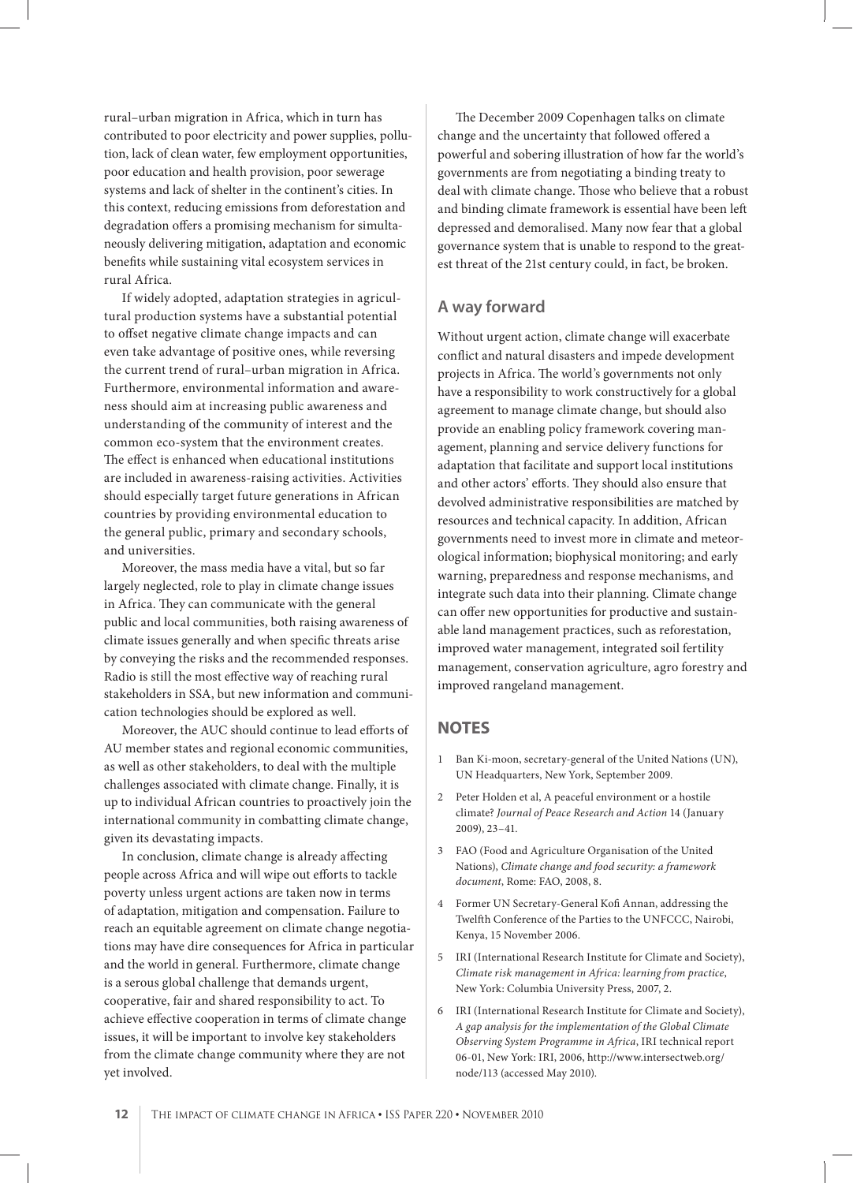rural–urban migration in Africa, which in turn has contributed to poor electricity and power supplies, pollution, lack of clean water, few employment opportunities, poor education and health provision, poor sewerage systems and lack of shelter in the continent's cities. In this context, reducing emissions from deforestation and degradation offers a promising mechanism for simultaneously delivering mitigation, adaptation and economic benefits while sustaining vital ecosystem services in rural Africa.

If widely adopted, adaptation strategies in agricultural production systems have a substantial potential to offset negative climate change impacts and can even take advantage of positive ones, while reversing the current trend of rural–urban migration in Africa. Furthermore, environmental information and awareness should aim at increasing public awareness and understanding of the community of interest and the common eco-system that the environment creates. The effect is enhanced when educational institutions are included in awareness-raising activities. Activities should especially target future generations in African countries by providing environmental education to the general public, primary and secondary schools, and universities.

Moreover, the mass media have a vital, but so far largely neglected, role to play in climate change issues in Africa. They can communicate with the general public and local communities, both raising awareness of climate issues generally and when specific threats arise by conveying the risks and the recommended responses. Radio is still the most effective way of reaching rural stakeholders in SSA, but new information and communication technologies should be explored as well.

Moreover, the AUC should continue to lead efforts of AU member states and regional economic communities, as well as other stakeholders, to deal with the multiple challenges associated with climate change. Finally, it is up to individual African countries to proactively join the international community in combatting climate change, given its devastating impacts.

In conclusion, climate change is already affecting people across Africa and will wipe out efforts to tackle poverty unless urgent actions are taken now in terms of adaptation, mitigation and compensation. Failure to reach an equitable agreement on climate change negotiations may have dire consequences for Africa in particular and the world in general. Furthermore, climate change is a serous global challenge that demands urgent, cooperative, fair and shared responsibility to act. To achieve effective cooperation in terms of climate change issues, it will be important to involve key stakeholders from the climate change community where they are not yet involved.

The December 2009 Copenhagen talks on climate change and the uncertainty that followed offered a powerful and sobering illustration of how far the world's governments are from negotiating a binding treaty to deal with climate change. Those who believe that a robust and binding climate framework is essential have been left depressed and demoralised. Many now fear that a global governance system that is unable to respond to the greatest threat of the 21st century could, in fact, be broken.

## A way forward

Without urgent action, climate change will exacerbate conflict and natural disasters and impede development projects in Africa. The world's governments not only have a responsibility to work constructively for a global agreement to manage climate change, but should also provide an enabling policy framework covering management, planning and service delivery functions for adaptation that facilitate and support local institutions and other actors' efforts. They should also ensure that devolved administrative responsibilities are matched by resources and technical capacity. In addition, African governments need to invest more in climate and meteorological information; biophysical monitoring; and early warning, preparedness and response mechanisms, and integrate such data into their planning. Climate change can offer new opportunities for productive and sustainable land management practices, such as reforestation, improved water management, integrated soil fertility management, conservation agriculture, agro forestry and improved rangeland management.

## NOTES

1. Ban Ki-moon, secretary-general of the United Nations (UN), UN Headquarters, New York, September 2009.
2. Peter Holden et al, A peaceful environment or a hostile climate? *Journal of Peace Research and Action* 14 (January 2009), 23–41.
3. FAO (Food and Agriculture Organisation of the United Nations), *Climate change and food security: a framework document*, Rome: FAO, 2008, 8.
4. Former UN Secretary-General Kofi Annan, addressing the Twelfth Conference of the Parties to the UNFCCC, Nairobi, Kenya, 15 November 2006.
5. IRI (International Research Institute for Climate and Society), *Climate risk management in Africa: learning from practice*, New York: Columbia University Press, 2007, 2.
6. IRI (International Research Institute for Climate and Society), *A gap analysis for the implementation of the Global Climate Observing System Programme in Africa*, IRI technical report 06-01, New York: IRI, 2006, http://www.intersectweb.org/node/113 (accessed May 2010).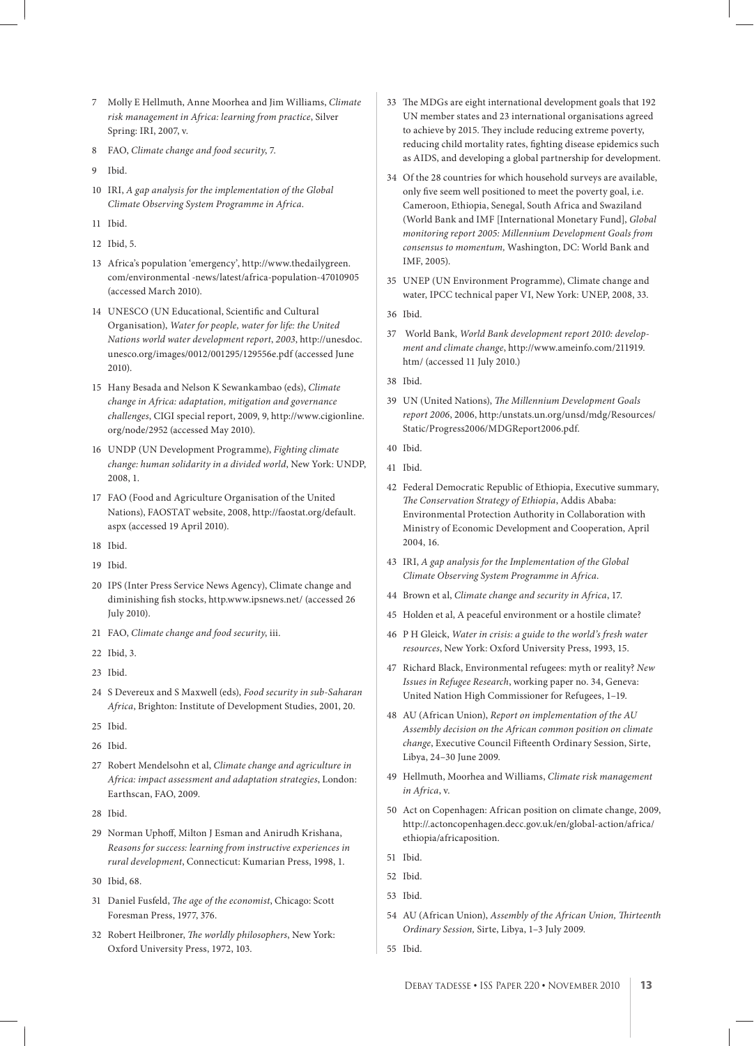7. Molly E Hellmuth, Anne Moorhea and Jim Williams, *Climate risk management in Africa: learning from practice*, Silver Spring: IRI, 2007, v.
8. FAO, *Climate change and food security*, 7.
9. Ibid.
10. IRI, *A gap analysis for the implementation of the Global Climate Observing System Programme in Africa*.
11. Ibid.
12. Ibid, 5.
13. Africa's population 'emergency', http://www.thedailygreen.com/environmental -news/latest/africa-population-47010905 (accessed March 2010).
14. UNESCO (UN Educational, Scientific and Cultural Organisation), *Water for people, water for life: the United Nations world water development report, 2003*, http://unesdoc.unesco.org/images/0012/001295/129556e.pdf (accessed June 2010).
15. Hany Besada and Nelson K Sewankambao (eds), *Climate change in Africa: adaptation, mitigation and governance challenges*, CIGI special report, 2009, 9, http://www.cigionline.org/node/2952 (accessed May 2010).
16. UNDP (UN Development Programme), *Fighting climate change: human solidarity in a divided world*, New York: UNDP, 2008, 1.
17. FAO (Food and Agriculture Organisation of the United Nations), FAOSTAT website, 2008, http://faostat.org/default.aspx (accessed 19 April 2010).
18. Ibid.
19. Ibid.
20. IPS (Inter Press Service News Agency), Climate change and diminishing fish stocks, http.www.ipsnews.net/ (accessed 26 July 2010).
21. FAO, *Climate change and food security*, iii.
22. Ibid, 3.
23. Ibid.
24. S Devereux and S Maxwell (eds), *Food security in sub-Saharan Africa*, Brighton: Institute of Development Studies, 2001, 20.
25. Ibid.
26. Ibid.
27. Robert Mendelsohn et al, *Climate change and agriculture in Africa: impact assessment and adaptation strategies*, London: Earthscan, FAO, 2009.
28. Ibid.
29. Norman Uphoff, Milton J Esman and Anirudh Krishana, *Reasons for success: learning from instructive experiences in rural development*, Connecticut: Kumarian Press, 1998, 1.
30. Ibid, 68.
31. Daniel Fusfeld, *The age of the economist*, Chicago: Scott Foresman Press, 1977, 376.
32. Robert Heilbroner, *The worldly philosophers*, New York: Oxford University Press, 1972, 103.
33. The MDGs are eight international development goals that 192 UN member states and 23 international organisations agreed to achieve by 2015. They include reducing extreme poverty, reducing child mortality rates, fighting disease epidemics such as AIDS, and developing a global partnership for development.
34. Of the 28 countries for which household surveys are available, only five seem well positioned to meet the poverty goal, i.e. Cameroon, Ethiopia, Senegal, South Africa and Swaziland (World Bank and IMF [International Monetary Fund], *Global monitoring report 2005: Millennium Development Goals from consensus to momentum,* Washington, DC: World Bank and IMF, 2005).
35. UNEP (UN Environment Programme), Climate change and water, IPCC technical paper VI, New York: UNEP, 2008, 33.
36. Ibid.
37. World Bank, *World Bank development report 2010: development and climate change*, http://www.ameinfo.com/211919.htm/ (accessed 11 July 2010.)
38. Ibid.
39. UN (United Nations), *The Millennium Development Goals report 2006*, 2006, http:/unstats.un.org/unsd/mdg/Resources/Static/Progress2006/MDGReport2006.pdf.
40. Ibid.
41. Ibid.
42. Federal Democratic Republic of Ethiopia, Executive summary, *The Conservation Strategy of Ethiopia*, Addis Ababa: Environmental Protection Authority in Collaboration with Ministry of Economic Development and Cooperation, April 2004, 16.
43. IRI, *A gap analysis for the Implementation of the Global Climate Observing System Programme in Africa*.
44. Brown et al, *Climate change and security in Africa*, 17.
45. Holden et al, A peaceful environment or a hostile climate?
46. P H Gleick, *Water in crisis: a guide to the world's fresh water resources*, New York: Oxford University Press, 1993, 15.
47. Richard Black, Environmental refugees: myth or reality? *New Issues in Refugee Research*, working paper no. 34, Geneva: United Nation High Commissioner for Refugees, 1–19.
48. AU (African Union), *Report on implementation of the AU Assembly decision on the African common position on climate change*, Executive Council Fifteenth Ordinary Session, Sirte, Libya, 24–30 June 2009.
49. Hellmuth, Moorhea and Williams, *Climate risk management in Africa*, v.
50. Act on Copenhagen: African position on climate change, 2009, http://.actoncopenhagen.decc.gov.uk/en/global-action/africa/ethiopia/africaposition.
51. Ibid.
52. Ibid.
53. Ibid.
54. AU (African Union), *Assembly of the African Union, Thirteenth Ordinary Session,* Sirte, Libya, 1–3 July 2009.
55. Ibid.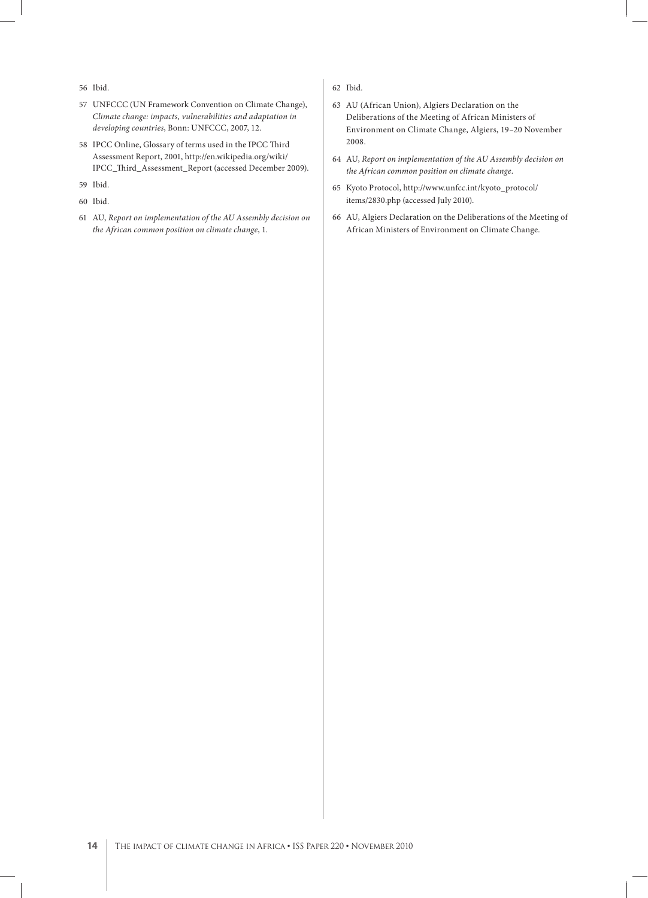56 Ibid.

57 UNFCCC (UN Framework Convention on Climate Change), *Climate change: impacts, vulnerabilities and adaptation in developing countries*, Bonn: UNFCCC, 2007, 12.

58 IPCC Online, Glossary of terms used in the IPCC Third Assessment Report, 2001, http://en.wikipedia.org/wiki/IPCC_Third_Assessment_Report (accessed December 2009).

59 Ibid.

60 Ibid.

61 AU, *Report on implementation of the AU Assembly decision on the African common position on climate change*, 1.

62 Ibid.

63 AU (African Union), Algiers Declaration on the Deliberations of the Meeting of African Ministers of Environment on Climate Change, Algiers, 19–20 November 2008.

64 AU, *Report on implementation of the AU Assembly decision on the African common position on climate change.*

65 Kyoto Protocol, http://www.unfcc.int/kyoto_protocol/items/2830.php (accessed July 2010).

66 AU, Algiers Declaration on the Deliberations of the Meeting of African Ministers of Environment on Climate Change.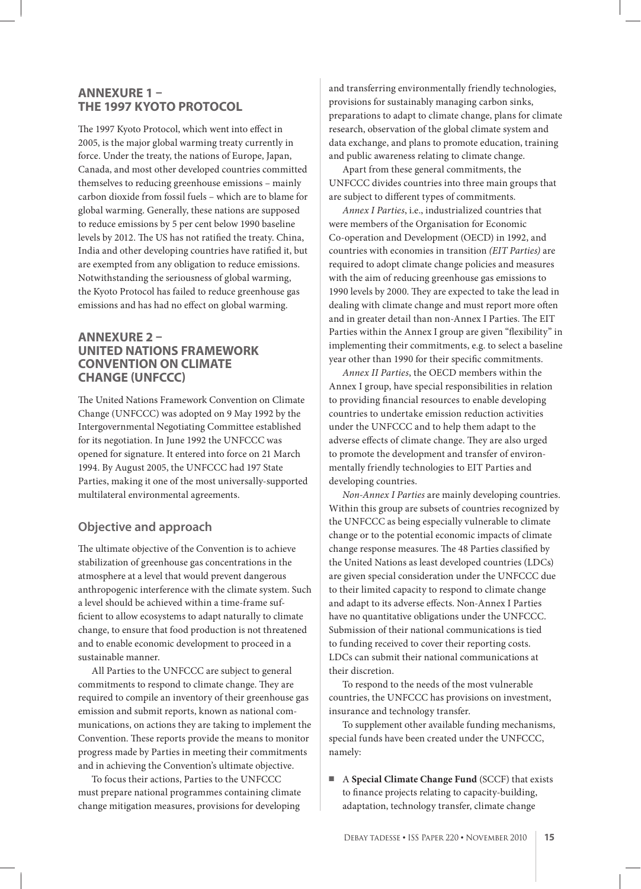## ANNEXURE 1 – THE 1997 KYOTO PROTOCOL

The 1997 Kyoto Protocol, which went into effect in 2005, is the major global warming treaty currently in force. Under the treaty, the nations of Europe, Japan, Canada, and most other developed countries committed themselves to reducing greenhouse emissions – mainly carbon dioxide from fossil fuels – which are to blame for global warming. Generally, these nations are supposed to reduce emissions by 5 per cent below 1990 baseline levels by 2012. The US has not ratified the treaty. China, India and other developing countries have ratified it, but are exempted from any obligation to reduce emissions. Notwithstanding the seriousness of global warming, the Kyoto Protocol has failed to reduce greenhouse gas emissions and has had no effect on global warming.

## ANNEXURE 2 – UNITED NATIONS FRAMEWORK CONVENTION ON CLIMATE CHANGE (UNFCCC)

The United Nations Framework Convention on Climate Change (UNFCCC) was adopted on 9 May 1992 by the Intergovernmental Negotiating Committee established for its negotiation. In June 1992 the UNFCCC was opened for signature. It entered into force on 21 March 1994. By August 2005, the UNFCCC had 197 State Parties, making it one of the most universally-supported multilateral environmental agreements.

### Objective and approach

The ultimate objective of the Convention is to achieve stabilization of greenhouse gas concentrations in the atmosphere at a level that would prevent dangerous anthropogenic interference with the climate system. Such a level should be achieved within a time-frame sufficient to allow ecosystems to adapt naturally to climate change, to ensure that food production is not threatened and to enable economic development to proceed in a sustainable manner.

All Parties to the UNFCCC are subject to general commitments to respond to climate change. They are required to compile an inventory of their greenhouse gas emission and submit reports, known as national communications, on actions they are taking to implement the Convention. These reports provide the means to monitor progress made by Parties in meeting their commitments and in achieving the Convention's ultimate objective.

To focus their actions, Parties to the UNFCCC must prepare national programmes containing climate change mitigation measures, provisions for developing and transferring environmentally friendly technologies, provisions for sustainably managing carbon sinks, preparations to adapt to climate change, plans for climate research, observation of the global climate system and data exchange, and plans to promote education, training and public awareness relating to climate change.

Apart from these general commitments, the UNFCCC divides countries into three main groups that are subject to different types of commitments.

*Annex I Parties*, i.e., industrialized countries that were members of the Organisation for Economic Co-operation and Development (OECD) in 1992, and countries with economies in transition *(EIT Parties)* are required to adopt climate change policies and measures with the aim of reducing greenhouse gas emissions to 1990 levels by 2000. They are expected to take the lead in dealing with climate change and must report more often and in greater detail than non-Annex I Parties. The EIT Parties within the Annex I group are given "flexibility" in implementing their commitments, e.g. to select a baseline year other than 1990 for their specific commitments.

*Annex II Parties*, the OECD members within the Annex I group, have special responsibilities in relation to providing financial resources to enable developing countries to undertake emission reduction activities under the UNFCCC and to help them adapt to the adverse effects of climate change. They are also urged to promote the development and transfer of environmentally friendly technologies to EIT Parties and developing countries.

*Non-Annex I Parties* are mainly developing countries. Within this group are subsets of countries recognized by the UNFCCC as being especially vulnerable to climate change or to the potential economic impacts of climate change response measures. The 48 Parties classified by the United Nations as least developed countries (LDCs) are given special consideration under the UNFCCC due to their limited capacity to respond to climate change and adapt to its adverse effects. Non-Annex I Parties have no quantitative obligations under the UNFCCC. Submission of their national communications is tied to funding received to cover their reporting costs. LDCs can submit their national communications at their discretion.

To respond to the needs of the most vulnerable countries, the UNFCCC has provisions on investment, insurance and technology transfer.

To supplement other available funding mechanisms, special funds have been created under the UNFCCC, namely:

- A **Special Climate Change Fund** (SCCF) that exists to finance projects relating to capacity-building, adaptation, technology transfer, climate change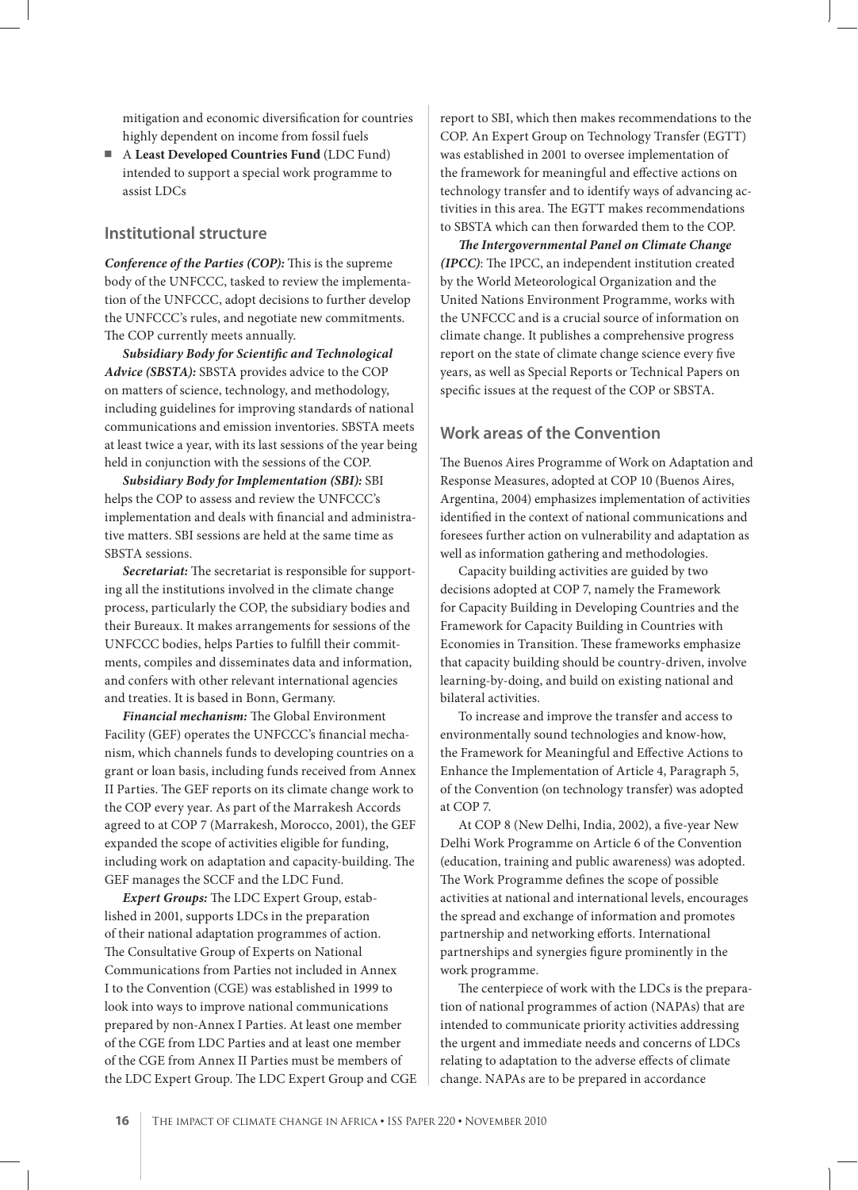mitigation and economic diversification for countries highly dependent on income from fossil fuels

- A **Least Developed Countries Fund** (LDC Fund) intended to support a special work programme to assist LDCs

## Institutional structure

***Conference of the Parties (COP):*** This is the supreme body of the UNFCCC, tasked to review the implementation of the UNFCCC, adopt decisions to further develop the UNFCCC's rules, and negotiate new commitments. The COP currently meets annually.

***Subsidiary Body for Scientific and Technological Advice (SBSTA):*** SBSTA provides advice to the COP on matters of science, technology, and methodology, including guidelines for improving standards of national communications and emission inventories. SBSTA meets at least twice a year, with its last sessions of the year being held in conjunction with the sessions of the COP.

***Subsidiary Body for Implementation (SBI):*** SBI helps the COP to assess and review the UNFCCC's implementation and deals with financial and administrative matters. SBI sessions are held at the same time as SBSTA sessions.

***Secretariat:*** The secretariat is responsible for supporting all the institutions involved in the climate change process, particularly the COP, the subsidiary bodies and their Bureaux. It makes arrangements for sessions of the UNFCCC bodies, helps Parties to fulfill their commitments, compiles and disseminates data and information, and confers with other relevant international agencies and treaties. It is based in Bonn, Germany.

***Financial mechanism:*** The Global Environment Facility (GEF) operates the UNFCCC's financial mechanism, which channels funds to developing countries on a grant or loan basis, including funds received from Annex II Parties. The GEF reports on its climate change work to the COP every year. As part of the Marrakesh Accords agreed to at COP 7 (Marrakesh, Morocco, 2001), the GEF expanded the scope of activities eligible for funding, including work on adaptation and capacity-building. The GEF manages the SCCF and the LDC Fund.

***Expert Groups:*** The LDC Expert Group, established in 2001, supports LDCs in the preparation of their national adaptation programmes of action. The Consultative Group of Experts on National Communications from Parties not included in Annex I to the Convention (CGE) was established in 1999 to look into ways to improve national communications prepared by non-Annex I Parties. At least one member of the CGE from LDC Parties and at least one member of the CGE from Annex II Parties must be members of the LDC Expert Group. The LDC Expert Group and CGE report to SBI, which then makes recommendations to the COP. An Expert Group on Technology Transfer (EGTT) was established in 2001 to oversee implementation of the framework for meaningful and effective actions on technology transfer and to identify ways of advancing activities in this area. The EGTT makes recommendations to SBSTA which can then forwarded them to the COP.

***The Intergovernmental Panel on Climate Change (IPCC)***: The IPCC, an independent institution created by the World Meteorological Organization and the United Nations Environment Programme, works with the UNFCCC and is a crucial source of information on climate change. It publishes a comprehensive progress report on the state of climate change science every five years, as well as Special Reports or Technical Papers on specific issues at the request of the COP or SBSTA.

## Work areas of the Convention

The Buenos Aires Programme of Work on Adaptation and Response Measures, adopted at COP 10 (Buenos Aires, Argentina, 2004) emphasizes implementation of activities identified in the context of national communications and foresees further action on vulnerability and adaptation as well as information gathering and methodologies.

Capacity building activities are guided by two decisions adopted at COP 7, namely the Framework for Capacity Building in Developing Countries and the Framework for Capacity Building in Countries with Economies in Transition. These frameworks emphasize that capacity building should be country-driven, involve learning-by-doing, and build on existing national and bilateral activities.

To increase and improve the transfer and access to environmentally sound technologies and know-how, the Framework for Meaningful and Effective Actions to Enhance the Implementation of Article 4, Paragraph 5, of the Convention (on technology transfer) was adopted at COP 7.

At COP 8 (New Delhi, India, 2002), a five-year New Delhi Work Programme on Article 6 of the Convention (education, training and public awareness) was adopted. The Work Programme defines the scope of possible activities at national and international levels, encourages the spread and exchange of information and promotes partnership and networking efforts. International partnerships and synergies figure prominently in the work programme.

The centerpiece of work with the LDCs is the preparation of national programmes of action (NAPAs) that are intended to communicate priority activities addressing the urgent and immediate needs and concerns of LDCs relating to adaptation to the adverse effects of climate change. NAPAs are to be prepared in accordance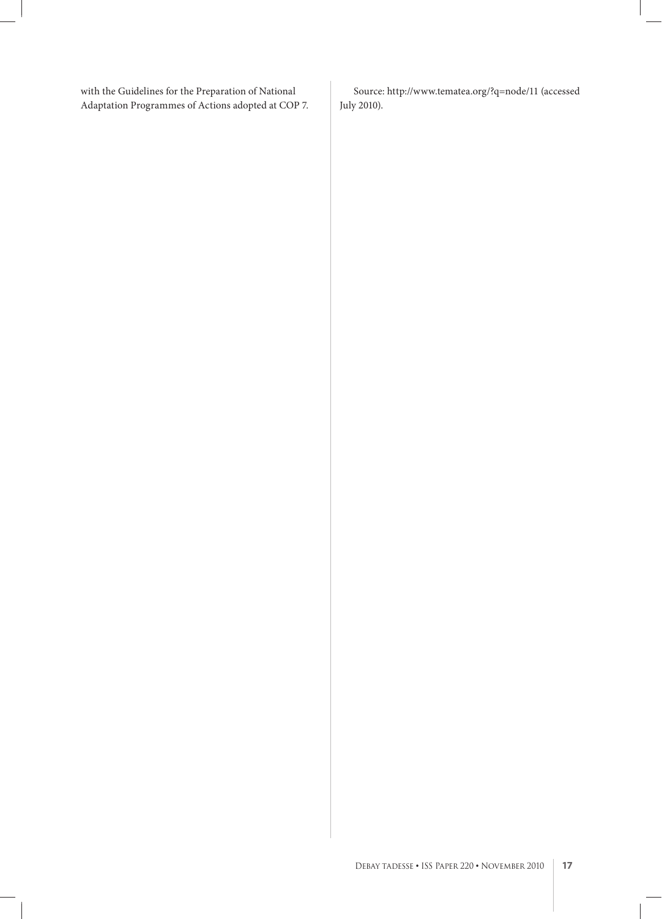with the Guidelines for the Preparation of National Adaptation Programmes of Actions adopted at COP 7.

Source: http://www.tematea.org/?q=node/11 (accessed July 2010).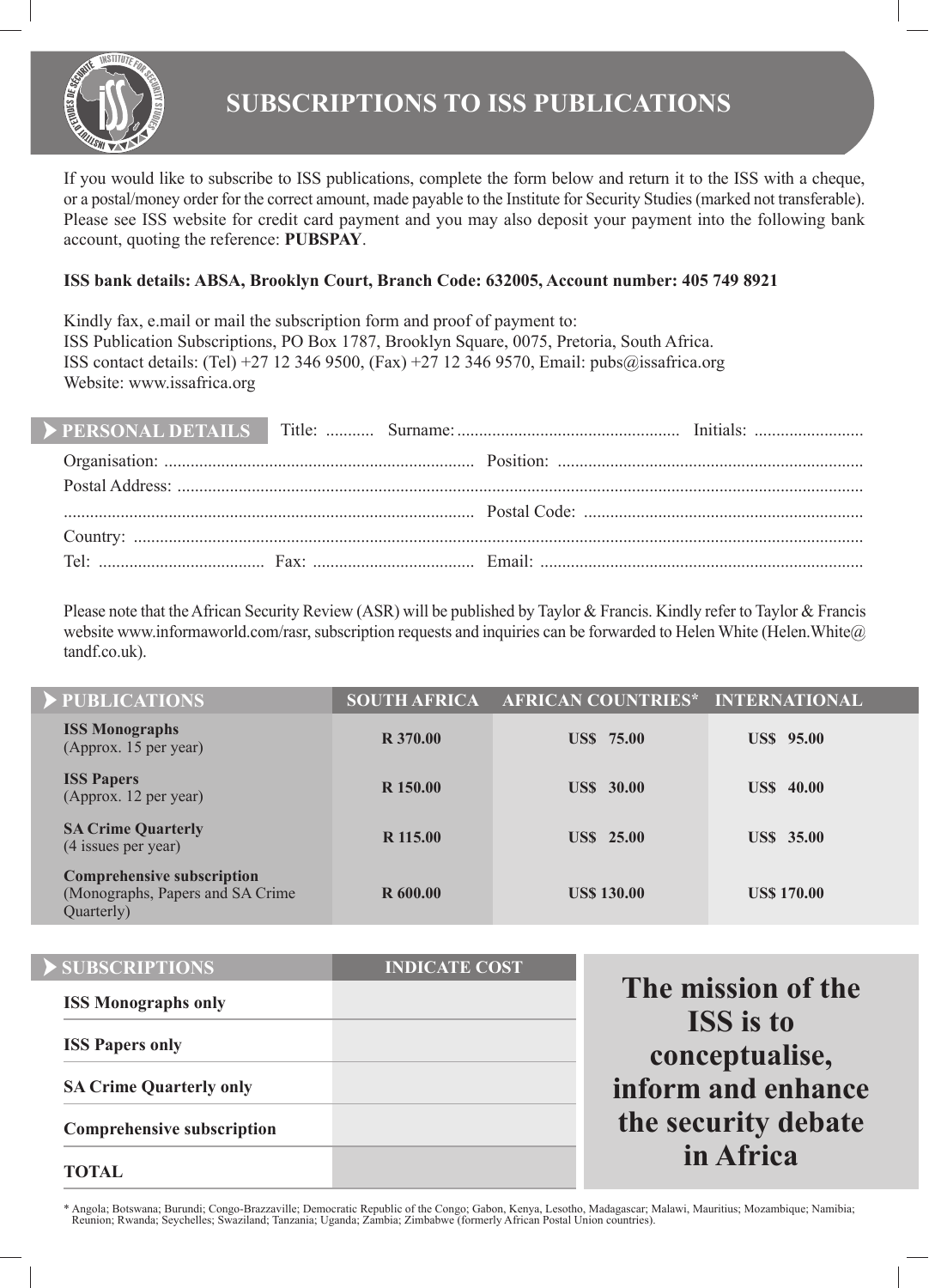# SUBSCRIPTIONS TO ISS PUBLICATIONS

If you would like to subscribe to ISS publications, complete the form below and return it to the ISS with a cheque, or a postal/money order for the correct amount, made payable to the Institute for Security Studies (marked not transferable). Please see ISS website for credit card payment and you may also deposit your payment into the following bank account, quoting the reference: **PUBSPAY**.

**ISS bank details: ABSA, Brooklyn Court, Branch Code: 632005, Account number: 405 749 8921**

Kindly fax, e.mail or mail the subscription form and proof of payment to:
ISS Publication Subscriptions, PO Box 1787, Brooklyn Square, 0075, Pretoria, South Africa.
ISS contact details: (Tel) +27 12 346 9500, (Fax) +27 12 346 9570, Email: pubs@issafrica.org
Website: www.issafrica.org

## PERSONAL DETAILS

Title: ........... Surname: ................................................... Initials: .........................

Organisation: ....................................................................... Position: .....................................................................

Postal Address: ..........................................................................................................................................................

............................................................................................. Postal Code: ................................................................

Country: ....................................................................................................................................................................

Tel: ...................................... Fax: ..................................... Email: ..........................................................................

Please note that the African Security Review (ASR) will be published by Taylor & Francis. Kindly refer to Taylor & Francis website www.informaworld.com/rasr, subscription requests and inquiries can be forwarded to Helen White (Helen.White@tandf.co.uk).

| PUBLICATIONS | SOUTH AFRICA | AFRICAN COUNTRIES* | INTERNATIONAL |
|---|---|---|---|
| **ISS Monographs** (Approx. 15 per year) | R 370.00 | US$ 75.00 | US$ 95.00 |
| **ISS Papers** (Approx. 12 per year) | R 150.00 | US$ 30.00 | US$ 40.00 |
| **SA Crime Quarterly** (4 issues per year) | R 115.00 | US$ 25.00 | US$ 35.00 |
| **Comprehensive subscription** (Monographs, Papers and SA Crime Quarterly) | R 600.00 | US$ 130.00 | US$ 170.00 |

| SUBSCRIPTIONS | INDICATE COST |
|---|---|
| **ISS Monographs only** | |
| **ISS Papers only** | |
| **SA Crime Quarterly only** | |
| **Comprehensive subscription** | |
| **TOTAL** | |

**The mission of the ISS is to conceptualise, inform and enhance the security debate in Africa**

* Angola; Botswana; Burundi; Congo-Brazzaville; Democratic Republic of the Congo; Gabon, Kenya, Lesotho, Madagascar; Malawi, Mauritius; Mozambique; Namibia; Reunion; Rwanda; Seychelles; Swaziland; Tanzania; Uganda; Zambia; Zimbabwe (formerly African Postal Union countries).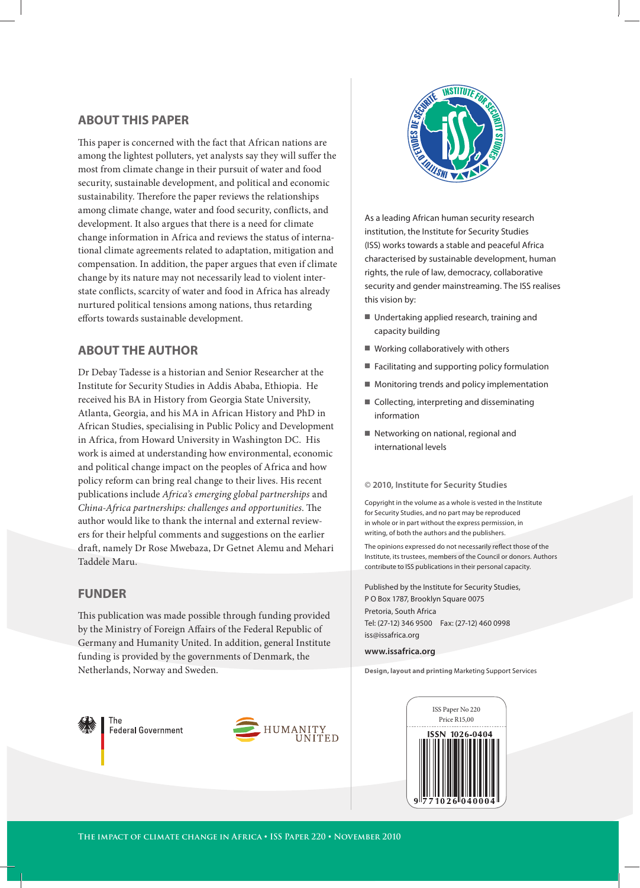## ABOUT THIS PAPER

This paper is concerned with the fact that African nations are among the lightest polluters, yet analysts say they will suffer the most from climate change in their pursuit of water and food security, sustainable development, and political and economic sustainability. Therefore the paper reviews the relationships among climate change, water and food security, conflicts, and development. It also argues that there is a need for climate change information in Africa and reviews the status of international climate agreements related to adaptation, mitigation and compensation. In addition, the paper argues that even if climate change by its nature may not necessarily lead to violent interstate conflicts, scarcity of water and food in Africa has already nurtured political tensions among nations, thus retarding efforts towards sustainable development.

## ABOUT THE AUTHOR

Dr Debay Tadesse is a historian and Senior Researcher at the Institute for Security Studies in Addis Ababa, Ethiopia. He received his BA in History from Georgia State University, Atlanta, Georgia, and his MA in African History and PhD in African Studies, specialising in Public Policy and Development in Africa, from Howard University in Washington DC. His work is aimed at understanding how environmental, economic and political change impact on the peoples of Africa and how policy reform can bring real change to their lives. His recent publications include *Africa's emerging global partnerships* and *China-Africa partnerships: challenges and opportunities*. The author would like to thank the internal and external reviewers for their helpful comments and suggestions on the earlier draft, namely Dr Rose Mwebaza, Dr Getnet Alemu and Mehari Taddele Maru.

## FUNDER

This publication was made possible through funding provided by the Ministry of Foreign Affairs of the Federal Republic of Germany and Humanity United. In addition, general Institute funding is provided by the governments of Denmark, the Netherlands, Norway and Sweden.

The Federal Government

HUMANITY UNITED

INSTITUTE FOR SECURITY STUDIES · INSTITUT D'ETUDES DE SÉCURITÉ

As a leading African human security research institution, the Institute for Security Studies (ISS) works towards a stable and peaceful Africa characterised by sustainable development, human rights, the rule of law, democracy, collaborative security and gender mainstreaming. The ISS realises this vision by:

- Undertaking applied research, training and capacity building
- Working collaboratively with others
- Facilitating and supporting policy formulation
- Monitoring trends and policy implementation
- Collecting, interpreting and disseminating information
- Networking on national, regional and international levels

**© 2010, Institute for Security Studies**

Copyright in the volume as a whole is vested in the Institute for Security Studies, and no part may be reproduced in whole or in part without the express permission, in writing, of both the authors and the publishers.

The opinions expressed do not necessarily reflect those of the Institute, its trustees, members of the Council or donors. Authors contribute to ISS publications in their personal capacity.

Published by the Institute for Security Studies,
P O Box 1787, Brooklyn Square 0075
Pretoria, South Africa
Tel: (27-12) 346 9500 Fax: (27-12) 460 0998
iss@issafrica.org

**www.issafrica.org**

**Design, layout and printing** Marketing Support Services

ISS Paper No 220
Price R15,00
**ISSN 1026-0404**
9 771026 040004